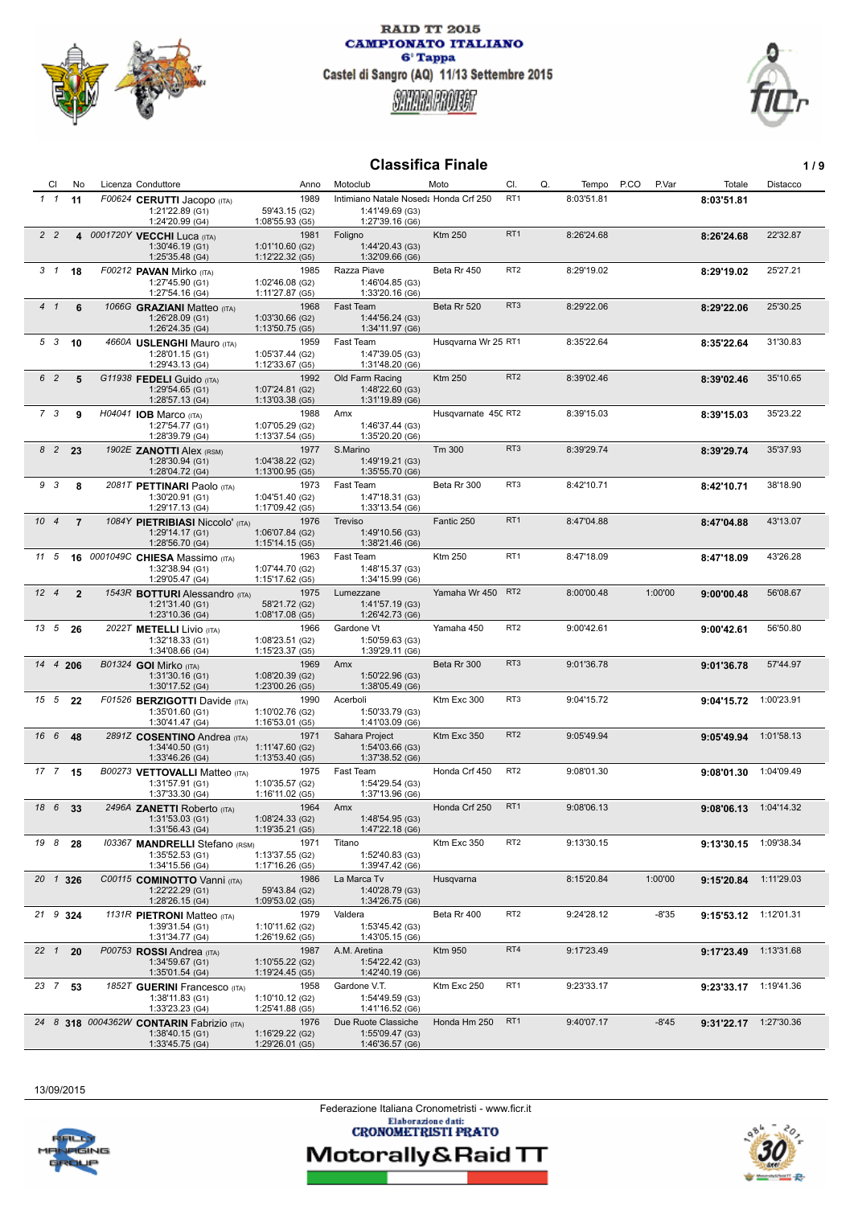# RAID TT 2015
## CAMPIONATO ITALIANO
### 6° Tappa
### Castel di Sangro (AQ) 11/13 Settembre 2015

SAHARA PROJECT

## Classifica Finale

| Cl | | No | Licenza | Conduttore | Anno | Motoclub | Moto | Cl. | Q. | Tempo | P.CO | P.Var | Totale | Distacco |
|---|---|---|---|---|---|---|---|---|---|---|---|---|---|---|
| 1 | 1 | 11 | F00624 | **CERUTTI** Jacopo (ITA) | 1989 | Intimiano Natale Noseda | Honda Crf 250 | RT1 | | 8:03'51.81 | | | **8:03'51.81** | |
| | | | | 1:21'22.89 (G1) / 1:24'20.99 (G4) | 59'43.15 (G2) / 1:08'55.93 (G5) | 1:41'49.69 (G3) / 1:27'39.16 (G6) | | | | | | | | |
| 2 | 2 | 4 | 0001720Y | **VECCHI** Luca (ITA) | 1981 | Foligno | Ktm 250 | RT1 | | 8:26'24.68 | | | **8:26'24.68** | 22'32.87 |
| | | | | 1:30'46.19 (G1) / 1:25'35.48 (G4) | 1:01'10.60 (G2) / 1:12'22.32 (G5) | 1:44'20.43 (G3) / 1:32'09.66 (G6) | | | | | | | | |
| 3 | 1 | 18 | F00212 | **PAVAN** Mirko (ITA) | 1985 | Razza Piave | Beta Rr 450 | RT2 | | 8:29'19.02 | | | **8:29'19.02** | 25'27.21 |
| | | | | 1:27'45.90 (G1) / 1:27'54.16 (G4) | 1:02'46.08 (G2) / 1:11'27.87 (G5) | 1:46'04.85 (G3) / 1:33'20.16 (G6) | | | | | | | | |
| 4 | 1 | 6 | 1066G | **GRAZIANI** Matteo (ITA) | 1968 | Fast Team | Beta Rr 520 | RT3 | | 8:29'22.06 | | | **8:29'22.06** | 25'30.25 |
| | | | | 1:26'28.09 (G1) / 1:26'24.35 (G4) | 1:03'30.66 (G2) / 1:13'50.75 (G5) | 1:44'56.24 (G3) / 1:34'11.97 (G6) | | | | | | | | |
| 5 | 3 | 10 | 4660A | **USLENGHI** Mauro (ITA) | 1959 | Fast Team | Husqvarna Wr 25 | RT1 | | 8:35'22.64 | | | **8:35'22.64** | 31'30.83 |
| | | | | 1:28'01.15 (G1) / 1:29'43.13 (G4) | 1:05'37.44 (G2) / 1:12'33.67 (G5) | 1:47'39.05 (G3) / 1:31'48.20 (G6) | | | | | | | | |
| 6 | 2 | 5 | G11938 | **FEDELI** Guido (ITA) | 1992 | Old Farm Racing | Ktm 250 | RT2 | | 8:39'02.46 | | | **8:39'02.46** | 35'10.65 |
| | | | | 1:29'54.65 (G1) / 1:28'57.13 (G4) | 1:07'24.81 (G2) / 1:13'03.38 (G5) | 1:48'22.60 (G3) / 1:31'19.89 (G6) | | | | | | | | |
| 7 | 3 | 9 | H04041 | **IOB** Marco (ITA) | 1988 | Amx | Husqvarnate 450 | RT2 | | 8:39'15.03 | | | **8:39'15.03** | 35'23.22 |
| | | | | 1:27'54.77 (G1) / 1:28'39.79 (G4) | 1:07'05.29 (G2) / 1:13'37.54 (G5) | 1:46'37.44 (G3) / 1:35'20.20 (G6) | | | | | | | | |
| 8 | 2 | 23 | 1902E | **ZANOTTI** Alex (RSM) | 1977 | S.Marino | Tm 300 | RT3 | | 8:39'29.74 | | | **8:39'29.74** | 35'37.93 |
| | | | | 1:28'30.94 (G1) / 1:28'04.72 (G4) | 1:04'38.22 (G2) / 1:13'00.95 (G5) | 1:49'19.21 (G3) / 1:35'55.70 (G6) | | | | | | | | |
| 9 | 3 | 8 | 2081T | **PETTINARI** Paolo (ITA) | 1973 | Fast Team | Beta Rr 300 | RT3 | | 8:42'10.71 | | | **8:42'10.71** | 38'18.90 |
| | | | | 1:30'20.91 (G1) / 1:29'17.13 (G4) | 1:04'51.40 (G2) / 1:17'09.42 (G5) | 1:47'18.31 (G3) / 1:33'13.54 (G6) | | | | | | | | |
| 10 | 4 | 7 | 1084Y | **PIETRIBIASI** Niccolo' (ITA) | 1976 | Treviso | Fantic 250 | RT1 | | 8:47'04.88 | | | **8:47'04.88** | 43'13.07 |
| | | | | 1:29'14.17 (G1) / 1:28'56.70 (G4) | 1:06'07.84 (G2) / 1:15'14.15 (G5) | 1:49'10.56 (G3) / 1:38'21.46 (G6) | | | | | | | | |
| 11 | 5 | 16 | 0001049C | **CHIESA** Massimo (ITA) | 1963 | Fast Team | Ktm 250 | RT1 | | 8:47'18.09 | | | **8:47'18.09** | 43'26.28 |
| | | | | 1:32'38.94 (G1) / 1:29'05.47 (G4) | 1:07'44.70 (G2) / 1:15'17.62 (G5) | 1:48'15.37 (G3) / 1:34'15.99 (G6) | | | | | | | | |
| 12 | 4 | 2 | 1543R | **BOTTURI** Alessandro (ITA) | 1975 | Lumezzane | Yamaha Wr 450 | RT2 | | 8:00'00.48 | | 1:00'00 | **9:00'00.48** | 56'08.67 |
| | | | | 1:21'31.40 (G1) / 1:23'10.36 (G4) | 58'21.72 (G2) / 1:08'17.08 (G5) | 1:41'57.19 (G3) / 1:26'42.73 (G6) | | | | | | | | |
| 13 | 5 | 26 | 2022T | **METELLI** Livio (ITA) | 1966 | Gardone Vt | Yamaha 450 | RT2 | | 9:00'42.61 | | | **9:00'42.61** | 56'50.80 |
| | | | | 1:32'18.33 (G1) / 1:34'08.66 (G4) | 1:08'23.51 (G2) / 1:15'23.37 (G5) | 1:50'59.63 (G3) / 1:39'29.11 (G6) | | | | | | | | |
| 14 | 4 | 206 | B01324 | **GOI** Mirko (ITA) | 1969 | Amx | Beta Rr 300 | RT3 | | 9:01'36.78 | | | **9:01'36.78** | 57'44.97 |
| | | | | 1:31'30.16 (G1) / 1:30'17.52 (G4) | 1:08'20.39 (G2) / 1:23'00.26 (G5) | 1:50'22.96 (G3) / 1:38'05.49 (G6) | | | | | | | | |
| 15 | 5 | 22 | F01526 | **BERZIGOTTI** Davide (ITA) | 1990 | Acerboli | Ktm Exc 300 | RT3 | | 9:04'15.72 | | | **9:04'15.72** | 1:00'23.91 |
| | | | | 1:35'01.60 (G1) / 1:30'41.47 (G4) | 1:10'02.76 (G2) / 1:16'53.01 (G5) | 1:50'33.79 (G3) / 1:41'03.09 (G6) | | | | | | | | |
| 16 | 6 | 48 | 2891Z | **COSENTINO** Andrea (ITA) | 1971 | Sahara Project | Ktm Exc 350 | RT2 | | 9:05'49.94 | | | **9:05'49.94** | 1:01'58.13 |
| | | | | 1:34'40.50 (G1) / 1:33'46.26 (G4) | 1:11'47.60 (G2) / 1:13'53.40 (G5) | 1:54'03.66 (G3) / 1:37'38.52 (G6) | | | | | | | | |
| 17 | 7 | 15 | B00273 | **VETTOVALLI** Matteo (ITA) | 1975 | Fast Team | Honda Crf 450 | RT2 | | 9:08'01.30 | | | **9:08'01.30** | 1:04'09.49 |
| | | | | 1:31'57.91 (G1) / 1:37'33.30 (G4) | 1:10'35.57 (G2) / 1:16'11.02 (G5) | 1:54'29.54 (G3) / 1:37'13.96 (G6) | | | | | | | | |
| 18 | 6 | 33 | 2496A | **ZANETTI** Roberto (ITA) | 1964 | Amx | Honda Crf 250 | RT1 | | 9:08'06.13 | | | **9:08'06.13** | 1:04'14.32 |
| | | | | 1:31'53.03 (G1) / 1:31'56.43 (G4) | 1:08'24.33 (G2) / 1:19'35.21 (G5) | 1:48'54.95 (G3) / 1:47'22.18 (G6) | | | | | | | | |
| 19 | 8 | 28 | I03367 | **MANDRELLI** Stefano (RSM) | 1971 | Titano | Ktm Exc 350 | RT2 | | 9:13'30.15 | | | **9:13'30.15** | 1:09'38.34 |
| | | | | 1:35'52.53 (G1) / 1:34'15.56 (G4) | 1:13'37.55 (G2) / 1:17'16.26 (G5) | 1:52'40.83 (G3) / 1:39'47.42 (G6) | | | | | | | | |
| 20 | 1 | 326 | C00115 | **COMINOTTO** Vanni (ITA) | 1986 | La Marca Tv | Husqvarna | | | 8:15'20.84 | | 1:00'00 | **9:15'20.84** | 1:11'29.03 |
| | | | | 1:22'22.29 (G1) / 1:28'26.15 (G4) | 59'43.84 (G2) / 1:09'53.02 (G5) | 1:40'28.79 (G3) / 1:34'26.75 (G6) | | | | | | | | |
| 21 | 9 | 324 | 1131R | **PIETRONI** Matteo (ITA) | 1979 | Valdera | Beta Rr 400 | RT2 | | 9:24'28.12 | | -8'35 | **9:15'53.12** | 1:12'01.31 |
| | | | | 1:39'31.54 (G1) / 1:31'34.77 (G4) | 1:10'11.62 (G2) / 1:26'19.62 (G5) | 1:53'45.42 (G3) / 1:43'05.15 (G6) | | | | | | | | |
| 22 | 1 | 20 | P00753 | **ROSSI** Andrea (ITA) | 1987 | A.M. Aretina | Ktm 950 | RT4 | | 9:17'23.49 | | | **9:17'23.49** | 1:13'31.68 |
| | | | | 1:34'59.67 (G1) / 1:35'01.54 (G4) | 1:10'55.22 (G2) / 1:19'24.45 (G5) | 1:54'22.42 (G3) / 1:42'40.19 (G6) | | | | | | | | |
| 23 | 7 | 53 | 1852T | **GUERINI** Francesco (ITA) | 1958 | Gardone V.T. | Ktm Exc 250 | RT1 | | 9:23'33.17 | | | **9:23'33.17** | 1:19'41.36 |
| | | | | 1:38'11.83 (G1) / 1:33'23.23 (G4) | 1:10'10.12 (G2) / 1:25'41.88 (G5) | 1:54'49.59 (G3) / 1:41'16.52 (G6) | | | | | | | | |
| 24 | 8 | 318 | 0004362W | **CONTARIN** Fabrizio (ITA) | 1976 | Due Ruote Classiche | Honda Hm 250 | RT1 | | 9:40'07.17 | | -8'45 | **9:31'22.17** | 1:27'30.36 |
| | | | | 1:38'40.15 (G1) / 1:33'45.75 (G4) | 1:16'29.22 (G2) / 1:29'26.01 (G5) | 1:55'09.47 (G3) / 1:46'36.57 (G6) | | | | | | | | |

13/09/2015

Federazione Italiana Cronometristi - www.ficr.it

Elaborazione dati: CRONOMETRISTI PRATO

Motorally&Raid TT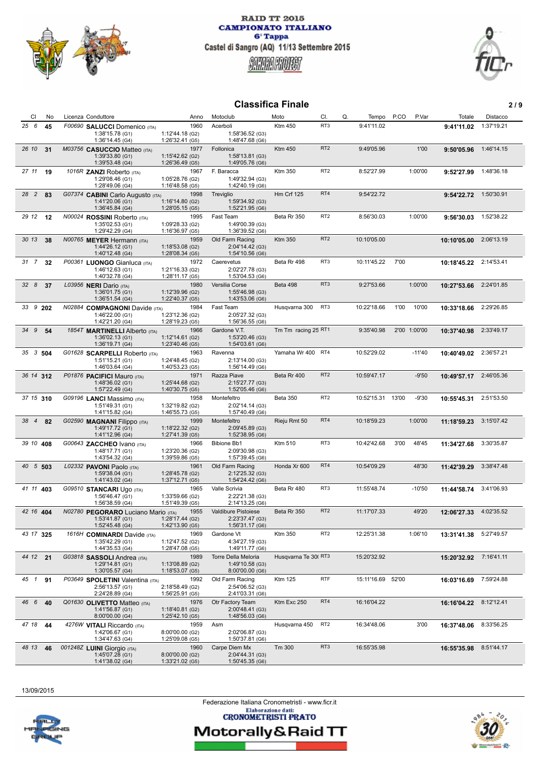RAID TT 2015
CAMPIONATO ITALIANO
6° Tappa
Castel di Sangro (AQ) 11/13 Settembre 2015

## Classifica Finale

| Cl | No | Licenza | Conduttore | Anno | Motoclub | Moto | Cl. | Q. | Tempo | P.CO | P.Var | Totale | Distacco |
|---|---|---|---|---|---|---|---|---|---|---|---|---|---|
| 25 6 | 45 | F00690 | **SALUCCI** Domenico (ITA) 1:38'15.78 (G1) 1:12'44.18 (G2) 1:58'36.52 (G3) 1:36'14.45 (G4) 1:26'32.41 (G5) 1:48'47.68 (G6) | 1960 | Acerboli | Ktm 450 | RT3 | | 9:41'11.02 | | | **9:41'11.02** | 1:37'19.21 |
| 26 10 | 31 | M03756 | **CASUCCIO** Matteo (ITA) 1:39'33.80 (G1) 1:15'42.62 (G2) 1:58'13.81 (G3) 1:39'53.48 (G4) 1:26'36.49 (G5) 1:49'05.76 (G6) | 1977 | Follonica | Ktm 450 | RT2 | | 9:49'05.96 | | 1'00 | **9:50'05.96** | 1:46'14.15 |
| 27 11 | 19 | 1016R | **ZANZI** Roberto (ITA) 1:29'08.46 (G1) 1:05'28.76 (G2) 1:49'32.94 (G3) 1:28'49.06 (G4) 1:16'48.58 (G5) 1:42'40.19 (G6) | 1967 | F. Baracca | Ktm 350 | RT2 | | 8:52'27.99 | | 1:00'00 | **9:52'27.99** | 1:48'36.18 |
| 28 2 | 83 | G07374 | **CABINI** Carlo Augusto (ITA) 1:41'20.06 (G1) 1:16'14.80 (G2) 1:59'34.92 (G3) 1:36'45.84 (G4) 1:28'05.15 (G5) 1:52'21.95 (G6) | 1998 | Treviglio | Hm Crf 125 | RT4 | | 9:54'22.72 | | | **9:54'22.72** | 1:50'30.91 |
| 29 12 | 12 | N00024 | **ROSSINI** Roberto (ITA) 1:35'02.53 (G1) 1:09'28.33 (G2) 1:49'00.39 (G3) 1:29'42.29 (G4) 1:16'36.97 (G5) 1:36'39.52 (G6) | 1995 | Fast Team | Beta Rr 350 | RT2 | | 8:56'30.03 | | 1:00'00 | **9:56'30.03** | 1:52'38.22 |
| 30 13 | 38 | N00765 | **MEYER** Hermann (ITA) 1:44'26.12 (G1) 1:18'53.08 (G2) 2:04'14.42 (G3) 1:40'12.48 (G4) 1:28'08.34 (G5) 1:54'10.56 (G6) | 1959 | Old Farm Racing | Ktm 350 | RT2 | | 10:10'05.00 | | | **10:10'05.00** | 2:06'13.19 |
| 31 7 | 32 | P00361 | **LUONGO** Gianluca (ITA) 1:46'12.63 (G1) 1:21'16.33 (G2) 2:02'27.78 (G3) 1:40'32.78 (G4) 1:28'11.17 (G5) 1:53'04.53 (G6) | 1972 | Caerevetus | Beta Rr 498 | RT3 | | 10:11'45.22 | 7'00 | | **10:18'45.22** | 2:14'53.41 |
| 32 8 | 37 | L03956 | **NERI** Dario (ITA) 1:36'01.75 (G1) 1:12'39.96 (G2) 1:55'46.98 (G3) 1:36'51.54 (G4) 1:22'40.37 (G5) 1:43'53.06 (G6) | 1980 | Versilia Corse | Beta 498 | RT3 | | 9:27'53.66 | | 1:00'00 | **10:27'53.66** | 2:24'01.85 |
| 33 9 | 202 | N02884 | **COMPAGNONI** Davide (ITA) 1:46'22.00 (G1) 1:23'12.36 (G2) 2:05'27.32 (G3) 1:42'21.20 (G4) 1:28'19.23 (G5) 1:56'36.55 (G6) | 1984 | Fast Team | Husqvarna 300 | RT3 | | 10:22'18.66 | 1'00 | 10'00 | **10:33'18.66** | 2:29'26.85 |
| 34 9 | 54 | 1854T | **MARTINELLI** Alberto (ITA) 1:36'02.13 (G1) 1:12'14.61 (G2) 1:53'20.46 (G3) 1:36'19.71 (G4) 1:23'40.46 (G5) 1:54'03.61 (G6) | 1966 | Gardone V.T. | Tm Tm racing 25 | RT1 | | 9:35'40.98 | 2'00 | 1:00'00 | **10:37'40.98** | 2:33'49.17 |
| 35 3 | 504 | G01628 | **SCARPELLI** Roberto (ITA) 1:51'15.21 (G1) 2:24'48.45 (G2) 2:13'14.00 (G3) 1:46'03.64 (G4) 1:40'53.23 (G5) 1:56'14.49 (G6) | 1963 | Ravenna | Yamaha Wr 400 | RT4 | | 10:52'29.02 | | -11'40 | **10:40'49.02** | 2:36'57.21 |
| 36 14 | 312 | P01876 | **PACIFICI** Mauro (ITA) 1:48'36.02 (G1) 1:25'44.68 (G2) 2:15'27.77 (G3) 1:57'22.49 (G4) 1:40'30.75 (G5) 1:52'05.46 (G6) | 1971 | Razza Piave | Beta Rr 400 | RT2 | | 10:59'47.17 | | -9'50 | **10:49'57.17** | 2:46'05.36 |
| 37 15 | 310 | G09196 | **LANCI** Massimo (ITA) 1:51'49.31 (G1) 1:32'19.82 (G2) 2:02'14.14 (G3) 1:41'15.82 (G4) 1:46'55.73 (G5) 1:57'40.49 (G6) | 1958 | Montefeltro | Beta 350 | RT2 | | 10:52'15.31 | 13'00 | -9'30 | **10:55'45.31** | 2:51'53.50 |
| 38 4 | 82 | G02590 | **MAGNANI** Filippo (ITA) 1:49'17.72 (G1) 1:18'22.32 (G2) 2:09'45.89 (G3) 1:41'12.96 (G4) 1:27'41.39 (G5) 1:52'38.95 (G6) | 1999 | Montefeltro | Rieju Rmt 50 | RT4 | | 10:18'59.23 | | 1:00'00 | **11:18'59.23** | 3:15'07.42 |
| 39 10 | 408 | G00643 | **ZACCHEO** Ivano (ITA) 1:48'17.71 (G1) 1:23'20.36 (G2) 2:09'30.98 (G3) 1:43'54.32 (G4) 1:39'59.86 (G5) 1:57'39.45 (G6) | 1966 | Bibione Bb1 | Ktm 510 | RT3 | | 10:42'42.68 | 3'00 | 48'45 | **11:34'27.68** | 3:30'35.87 |
| 40 5 | 503 | L02332 | **PAVONI** Paolo (ITA) 1:59'38.04 (G1) 1:28'45.78 (G2) 2:12'25.32 (G3) 1:41'43.02 (G4) 1:37'12.71 (G5) 1:54'24.42 (G6) | 1961 | Old Farm Racing | Honda Xr 600 | RT4 | | 10:54'09.29 | | 48'30 | **11:42'39.29** | 3:38'47.48 |
| 41 11 | 403 | G09510 | **STANCARI** Ugo (ITA) 1:56'46.47 (G1) 1:33'59.66 (G2) 2:22'21.38 (G3) 1:56'38.59 (G4) 1:51'49.39 (G5) 2:14'13.25 (G6) | 1965 | Valle Scrivia | Beta Rr 480 | RT3 | | 11:55'48.74 | | -10'50 | **11:44'58.74** | 3:41'06.93 |
| 42 16 | 404 | N02780 | **PEGORARO** Luciano Mario (ITA) 1:53'41.87 (G1) 1:28'17.44 (G2) 2:23'37.47 (G3) 1:52'45.48 (G4) 1:42'13.90 (G5) 1:56'31.17 (G6) | 1955 | Valdibure Pistoiese | Beta Rr 350 | RT2 | | 11:17'07.33 | | 49'20 | **12:06'27.33** | 4:02'35.52 |
| 43 17 | 325 | 1616H | **COMINARDI** Davide (ITA) 1:35'42.29 (G1) 1:12'47.52 (G2) 4:34'27.19 (G3) 1:44'35.53 (G4) 1:28'47.08 (G5) 1:49'11.77 (G6) | 1969 | Gardone Vt | Ktm 350 | RT2 | | 12:25'31.38 | | 1:06'10 | **13:31'41.38** | 5:27'49.57 |
| 44 12 | 21 | G03818 | **SASSOLI** Andrea (ITA) 1:29'14.81 (G1) 1:13'08.89 (G2) 1:49'10.58 (G3) 1:30'05.57 (G4) 1:18'53.07 (G5) 8:00'00.00 (G6) | 1989 | Torre Della Meloria | Husqvarna Te 30( | RT3 | | 15:20'32.92 | | | **15:20'32.92** | 7:16'41.11 |
| 45 1 | 91 | P03649 | **SPOLETINI** Valentina (ITA) 2:56'13.57 (G1) 2:18'58.49 (G2) 2:54'06.52 (G3) 2:24'28.89 (G4) 1:56'25.91 (G5) 2:41'03.31 (G6) | 1992 | Old Farm Racing | Ktm 125 | RTF | | 15:11'16.69 | 52'00 | | **16:03'16.69** | 7:59'24.88 |
| 46 6 | 40 | Q01630 | **OLIVETTO** Matteo (ITA) 1:41'56.87 (G1) 1:18'40.81 (G2) 2:00'48.41 (G3) 8:00'00.00 (G4) 1:25'42.10 (G5) 1:48'56.03 (G6) | 1976 | Otr Factory Team | Ktm Exc 250 | RT4 | | 16:16'04.22 | | | **16:16'04.22** | 8:12'12.41 |
| 47 18 | 44 | 4276W | **VITALI** Riccardo (ITA) 1:42'06.67 (G1) 8:00'00.00 (G2) 2:02'06.87 (G3) 1:34'47.63 (G4) 1:25'09.08 (G5) 1:50'37.81 (G6) | 1959 | Asm | Husqvarna 450 | RT2 | | 16:34'48.06 | | 3'00 | **16:37'48.06** | 8:33'56.25 |
| 48 13 | 46 | 001248Z | **LUINI** Giorgio (ITA) 1:45'07.28 (G1) 8:00'00.00 (G2) 2:04'44.31 (G3) 1:41'38.02 (G4) 1:33'21.02 (G5) 1:50'45.35 (G6) | 1960 | Carpe Diem Mx | Tm 300 | RT3 | | 16:55'35.98 | | | **16:55'35.98** | 8:51'44.17 |

13/09/2015

Federazione Italiana Cronometristi - www.ficr.it

Elaborazione dati: CRONOMETRISTI PRATO

Motorally&Raid TT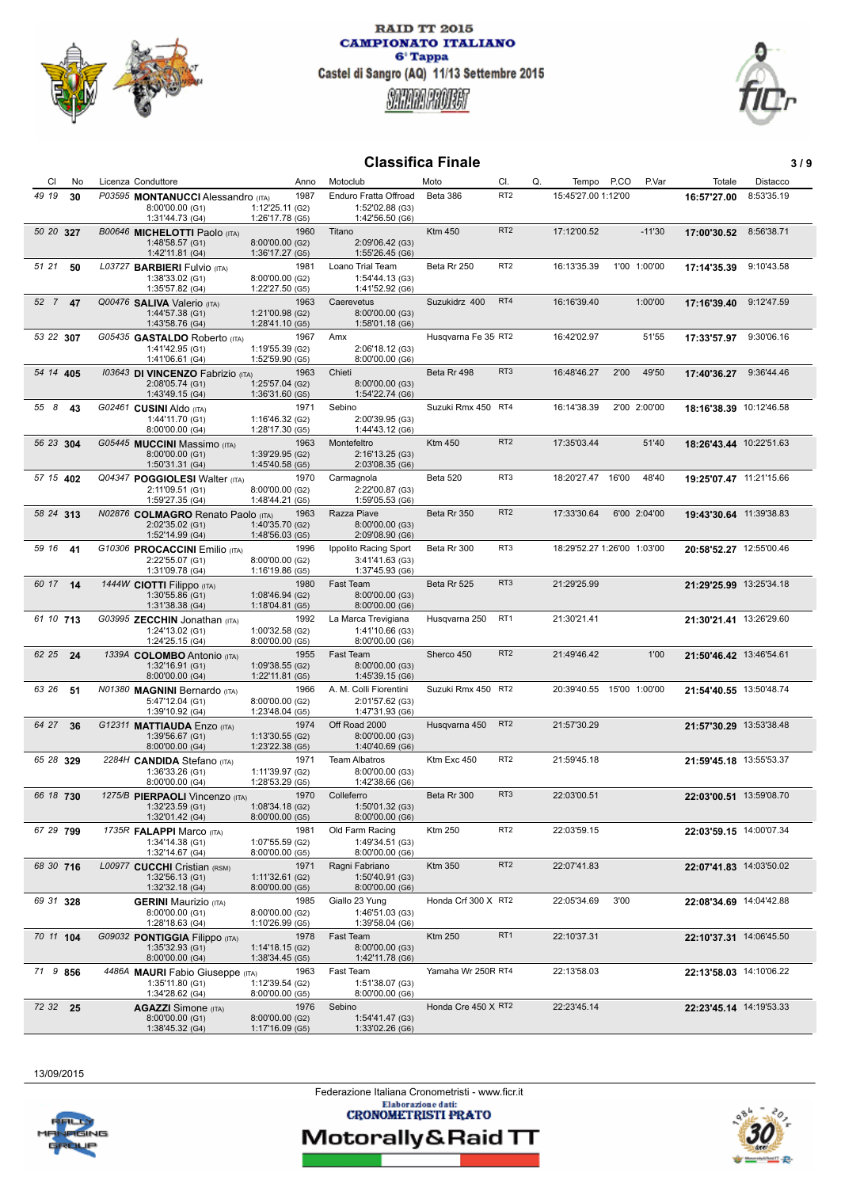RAID TT 2015
CAMPIONATO ITALIANO
6° Tappa
Castel di Sangro (AQ) 11/13 Settembre 2015

## Classifica Finale

| Cl | No | Licenza | Conduttore | Anno | Motoclub | Moto | Cl. | Q. | Tempo | P.CO | P.Var | Totale | Distacco |
|---|---|---|---|---|---|---|---|---|---|---|---|---|---|
| 49 19 | **30** | P03595 | **MONTANUCCI** Alessandro (ITA) | 1987 | Enduro Fratta Offroad | Beta 386 | RT2 | | 15:45'27.00 | 1:12'00 | | **16:57'27.00** | 8:53'35.19 |
| | | | 8:00'00.00 (G1) 1:12'25.11 (G2) 1:52'02.88 (G3) 1:31'44.73 (G4) 1:26'17.78 (G5) 1:42'56.50 (G6) | | | | | | | | | | |
| 50 20 | **327** | B00646 | **MICHELOTTI** Paolo (ITA) | 1960 | Titano | Ktm 450 | RT2 | | 17:12'00.52 | | -11'30 | **17:00'30.52** | 8:56'38.71 |
| | | | 1:48'58.57 (G1) 8:00'00.00 (G2) 2:09'06.42 (G3) 1:42'11.81 (G4) 1:36'17.27 (G5) 1:55'26.45 (G6) | | | | | | | | | | |
| 51 21 | **50** | L03727 | **BARBIERI** Fulvio (ITA) | 1981 | Loano Trial Team | Beta Rr 250 | RT2 | | 16:13'35.39 | 1'00 | 1:00'00 | **17:14'35.39** | 9:10'43.58 |
| | | | 1:38'33.02 (G1) 8:00'00.00 (G2) 1:54'44.13 (G3) 1:35'57.82 (G4) 1:22'27.50 (G5) 1:41'52.92 (G6) | | | | | | | | | | |
| 52 7 | **47** | Q00476 | **SALIVA** Valerio (ITA) | 1963 | Caerevetus | Suzukidrz 400 | RT4 | | 16:16'39.40 | | 1:00'00 | **17:16'39.40** | 9:12'47.59 |
| | | | 1:44'57.38 (G1) 1:21'00.98 (G2) 8:00'00.00 (G3) 1:43'58.76 (G4) 1:28'41.10 (G5) 1:58'01.18 (G6) | | | | | | | | | | |
| 53 22 | **307** | G05435 | **GASTALDO** Roberto (ITA) | 1967 | Amx | Husqvarna Fe 35 | RT2 | | 16:42'02.97 | | 51'55 | **17:33'57.97** | 9:30'06.16 |
| | | | 1:41'42.95 (G1) 1:19'55.39 (G2) 2:06'18.12 (G3) 1:41'06.61 (G4) 1:52'59.90 (G5) 8:00'00.00 (G6) | | | | | | | | | | |
| 54 14 | **405** | I03643 | **DI VINCENZO** Fabrizio (ITA) | 1963 | Chieti | Beta Rr 498 | RT3 | | 16:48'46.27 | 2'00 | 49'50 | **17:40'36.27** | 9:36'44.46 |
| | | | 2:08'05.74 (G1) 1:25'57.04 (G2) 8:00'00.00 (G3) 1:43'49.15 (G4) 1:36'31.60 (G5) 1:54'22.74 (G6) | | | | | | | | | | |
| 55 8 | **43** | G02461 | **CUSINI** Aldo (ITA) | 1971 | Sebino | Suzuki Rmx 450 | RT4 | | 16:14'38.39 | 2'00 | 2:00'00 | **18:16'38.39** | 10:12'46.58 |
| | | | 1:44'11.70 (G1) 1:16'46.32 (G2) 2:00'39.95 (G3) 8:00'00.00 (G4) 1:28'17.30 (G5) 1:44'43.12 (G6) | | | | | | | | | | |
| 56 23 | **304** | G05445 | **MUCCINI** Massimo (ITA) | 1963 | Montefeltro | Ktm 450 | RT2 | | 17:35'03.44 | | 51'40 | **18:26'43.44** | 10:22'51.63 |
| | | | 8:00'00.00 (G1) 1:39'29.95 (G2) 2:16'13.25 (G3) 1:50'31.31 (G4) 1:45'40.58 (G5) 2:03'08.35 (G6) | | | | | | | | | | |
| 57 15 | **402** | Q04347 | **POGGIOLESI** Walter (ITA) | 1970 | Carmagnola | Beta 520 | RT3 | | 18:20'27.47 | 16'00 | 48'40 | **19:25'07.47** | 11:21'15.66 |
| | | | 2:11'09.51 (G1) 8:00'00.00 (G2) 2:22'00.87 (G3) 1:59'27.35 (G4) 1:48'44.21 (G5) 1:59'05.53 (G6) | | | | | | | | | | |
| 58 24 | **313** | N02876 | **COLMAGRO** Renato Paolo (ITA) | 1963 | Razza Piave | Beta Rr 350 | RT2 | | 17:33'30.64 | 6'00 | 2:04'00 | **19:43'30.64** | 11:39'38.83 |
| | | | 2:02'35.02 (G1) 1:40'35.70 (G2) 8:00'00.00 (G3) 1:52'14.99 (G4) 1:48'56.03 (G5) 2:09'08.90 (G6) | | | | | | | | | | |
| 59 16 | **41** | G10306 | **PROCACCINI** Emilio (ITA) | 1996 | Ippolito Racing Sport | Beta Rr 300 | RT3 | | 18:29'52.27 | 1:26'00 | 1:03'00 | **20:58'52.27** | 12:55'00.46 |
| | | | 2:22'55.07 (G1) 8:00'00.00 (G2) 3:41'41.63 (G3) 1:31'09.78 (G4) 1:16'19.86 (G5) 1:37'45.93 (G6) | | | | | | | | | | |
| 60 17 | **14** | 1444W | **CIOTTI** Filippo (ITA) | 1980 | Fast Team | Beta Rr 525 | RT3 | | 21:29'25.99 | | | **21:29'25.99** | 13:25'34.18 |
| | | | 1:30'55.86 (G1) 1:08'46.94 (G2) 8:00'00.00 (G3) 1:31'38.38 (G4) 1:18'04.81 (G5) 8:00'00.00 (G6) | | | | | | | | | | |
| 61 10 | **713** | G03995 | **ZECCHIN** Jonathan (ITA) | 1992 | La Marca Trevigiana | Husqvarna 250 | RT1 | | 21:30'21.41 | | | **21:30'21.41** | 13:26'29.60 |
| | | | 1:24'13.02 (G1) 1:00'32.58 (G2) 1:41'10.66 (G3) 1:24'25.15 (G4) 8:00'00.00 (G5) 8:00'00.00 (G6) | | | | | | | | | | |
| 62 25 | **24** | 1339A | **COLOMBO** Antonio (ITA) | 1955 | Fast Team | Sherco 450 | RT2 | | 21:49'46.42 | | 1'00 | **21:50'46.42** | 13:46'54.61 |
| | | | 1:32'16.91 (G1) 1:09'38.55 (G2) 8:00'00.00 (G3) 8:00'00.00 (G4) 1:22'11.81 (G5) 1:45'39.15 (G6) | | | | | | | | | | |
| 63 26 | **51** | N01380 | **MAGNINI** Bernardo (ITA) | 1966 | A. M. Colli Fiorentini | Suzuki Rmx 450 | RT2 | | 20:39'40.55 | 15'00 | 1:00'00 | **21:54'40.55** | 13:50'48.74 |
| | | | 5:47'12.04 (G1) 8:00'00.00 (G2) 2:01'57.62 (G3) 1:39'10.92 (G4) 1:23'48.04 (G5) 1:47'31.93 (G6) | | | | | | | | | | |
| 64 27 | **36** | G12311 | **MATTIAUDA** Enzo (ITA) | 1974 | Off Road 2000 | Husqvarna 450 | RT2 | | 21:57'30.29 | | | **21:57'30.29** | 13:53'38.48 |
| | | | 1:39'56.67 (G1) 1:13'30.55 (G2) 8:00'00.00 (G3) 8:00'00.00 (G4) 1:23'22.38 (G5) 1:40'40.69 (G6) | | | | | | | | | | |
| 65 28 | **329** | 2284H | **CANDIDA** Stefano (ITA) | 1971 | Team Albatros | Ktm Exc 450 | RT2 | | 21:59'45.18 | | | **21:59'45.18** | 13:55'53.37 |
| | | | 1:36'33.26 (G1) 1:11'39.97 (G2) 8:00'00.00 (G3) 8:00'00.00 (G4) 1:28'53.29 (G5) 1:42'38.66 (G6) | | | | | | | | | | |
| 66 18 | **730** | 1275/B | **PIERPAOLI** Vincenzo (ITA) | 1970 | Colleferro | Beta Rr 300 | RT3 | | 22:03'00.51 | | | **22:03'00.51** | 13:59'08.70 |
| | | | 1:32'23.59 (G1) 1:08'34.18 (G2) 1:50'01.32 (G3) 1:32'01.42 (G4) 8:00'00.00 (G5) 8:00'00.00 (G6) | | | | | | | | | | |
| 67 29 | **799** | 1735R | **FALAPPI** Marco (ITA) | 1981 | Old Farm Racing | Ktm 250 | RT2 | | 22:03'59.15 | | | **22:03'59.15** | 14:00'07.34 |
| | | | 1:34'14.38 (G1) 1:07'55.59 (G2) 1:49'34.51 (G3) 1:32'14.67 (G4) 8:00'00.00 (G5) 8:00'00.00 (G6) | | | | | | | | | | |
| 68 30 | **716** | L00977 | **CUCCHI** Cristian (RSM) | 1971 | Ragni Fabriano | Ktm 350 | RT2 | | 22:07'41.83 | | | **22:07'41.83** | 14:03'50.02 |
| | | | 1:32'56.13 (G1) 1:11'32.61 (G2) 1:50'40.91 (G3) 1:32'32.18 (G4) 8:00'00.00 (G5) 8:00'00.00 (G6) | | | | | | | | | | |
| 69 31 | **328** | | **GERINI** Maurizio (ITA) | 1985 | Giallo 23 Yung | Honda Crf 300 X | RT2 | | 22:05'34.69 | 3'00 | | **22:08'34.69** | 14:04'42.88 |
| | | | 8:00'00.00 (G1) 8:00'00.00 (G2) 1:46'51.03 (G3) 1:28'18.63 (G4) 1:10'26.99 (G5) 1:39'58.04 (G6) | | | | | | | | | | |
| 70 11 | **104** | G09032 | **PONTIGGIA** Filippo (ITA) | 1978 | Fast Team | Ktm 250 | RT1 | | 22:10'37.31 | | | **22:10'37.31** | 14:06'45.50 |
| | | | 1:35'32.93 (G1) 1:14'18.15 (G2) 8:00'00.00 (G3) 8:00'00.00 (G4) 1:38'34.45 (G5) 1:42'11.78 (G6) | | | | | | | | | | |
| 71 9 | **856** | 4486A | **MAURI** Fabio Giuseppe (ITA) | 1963 | Fast Team | Yamaha Wr 250R | RT4 | | 22:13'58.03 | | | **22:13'58.03** | 14:10'06.22 |
| | | | 1:35'11.80 (G1) 1:12'39.54 (G2) 1:51'38.07 (G3) 1:34'28.62 (G4) 8:00'00.00 (G5) 8:00'00.00 (G6) | | | | | | | | | | |
| 72 32 | **25** | | **AGAZZI** Simone (ITA) | 1976 | Sebino | Honda Cre 450 X | RT2 | | 22:23'45.14 | | | **22:23'45.14** | 14:19'53.33 |
| | | | 8:00'00.00 (G1) 8:00'00.00 (G2) 1:54'41.47 (G3) 1:38'45.32 (G4) 1:17'16.09 (G5) 1:33'02.26 (G6) | | | | | | | | | | |

13/09/2015

Federazione Italiana Cronometristi - www.ficr.it
Elaborazione dati: CRONOMETRISTI PRATO
Motorally&Raid TT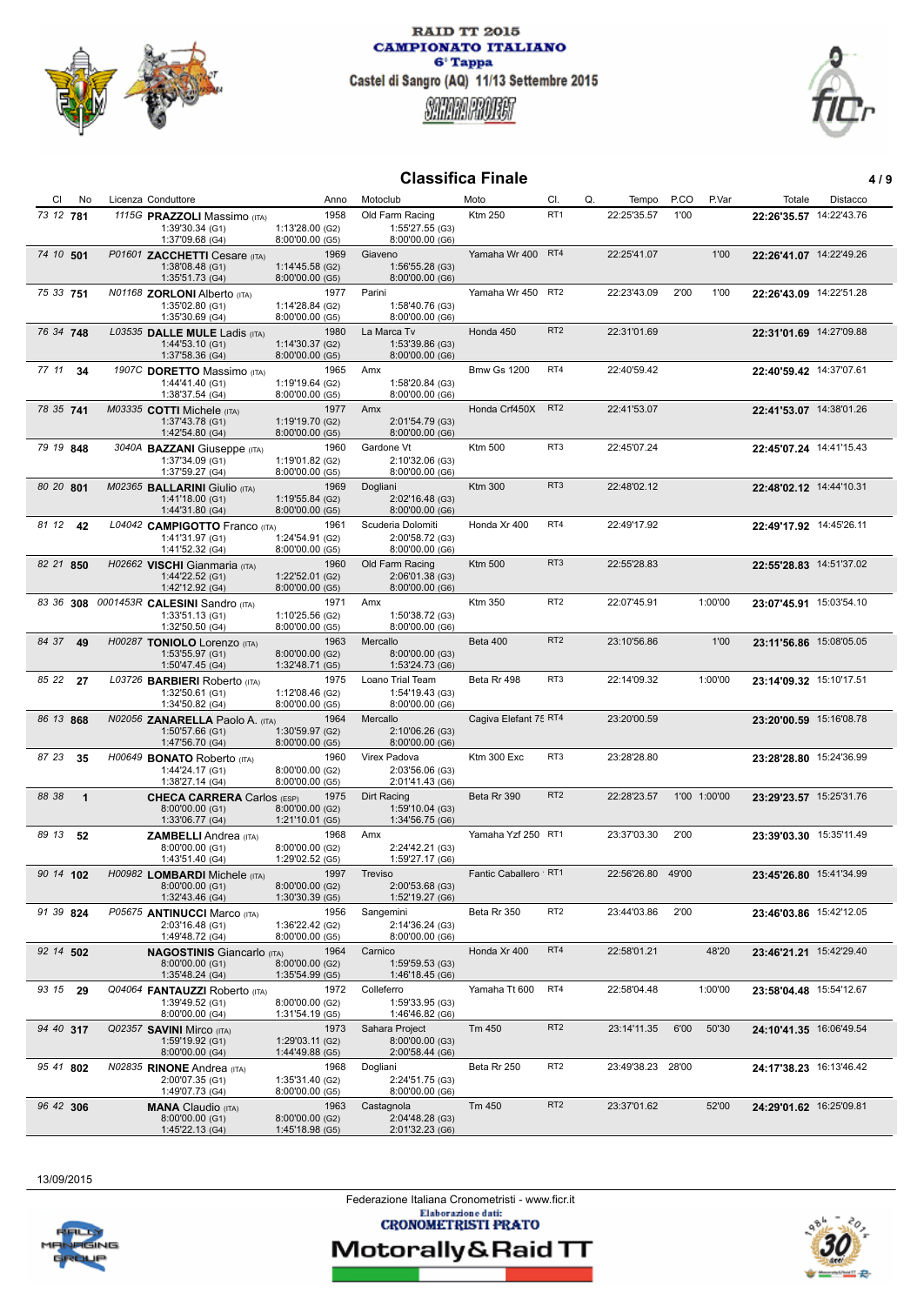RAID TT 2015

CAMPIONATO ITALIANO

6° Tappa

Castel di Sangro (AQ) 11/13 Settembre 2015

## Classifica Finale

| Cl | No | Licenza | Conduttore | Anno | Motoclub | Moto | Cl. | Q. | Tempo | P.CO | P.Var | Totale | Distacco |
|---|---|---|---|---|---|---|---|---|---|---|---|---|---|
| 73 12 | 781 | 1115G | **PRAZZOLI** Massimo (ITA) 1:39'30.34 (G1) 1:37'09.68 (G4) | 1958 1:13'28.00 (G2) 8:00'00.00 (G5) | Old Farm Racing 1:55'27.55 (G3) 8:00'00.00 (G6) | Ktm 250 | RT1 | | 22:25'35.57 | 1'00 | | **22:26'35.57** | 14:22'43.76 |
| 74 10 | 501 | P01601 | **ZACCHETTI** Cesare (ITA) 1:38'08.48 (G1) 1:35'51.73 (G4) | 1969 1:14'45.58 (G2) 8:00'00.00 (G5) | Giaveno 1:56'55.28 (G3) 8:00'00.00 (G6) | Yamaha Wr 400 | RT4 | | 22:25'41.07 | | 1'00 | **22:26'41.07** | 14:22'49.26 |
| 75 33 | 751 | N01168 | **ZORLONI** Alberto (ITA) 1:35'02.80 (G1) 1:35'30.69 (G4) | 1977 1:14'28.84 (G2) 8:00'00.00 (G5) | Parini 1:58'40.76 (G3) 8:00'00.00 (G6) | Yamaha Wr 450 | RT2 | | 22:23'43.09 | 2'00 | 1'00 | **22:26'43.09** | 14:22'51.28 |
| 76 34 | 748 | L03535 | **DALLE MULE** Ladis (ITA) 1:44'53.10 (G1) 1:37'58.36 (G4) | 1980 1:14'30.37 (G2) 8:00'00.00 (G5) | La Marca Tv 1:53'39.86 (G3) 8:00'00.00 (G6) | Honda 450 | RT2 | | 22:31'01.69 | | | **22:31'01.69** | 14:27'09.88 |
| 77 11 | 34 | 1907C | **DORETTO** Massimo (ITA) 1:44'41.40 (G1) 1:38'37.54 (G4) | 1965 1:19'19.64 (G2) 8:00'00.00 (G5) | Amx 1:58'20.84 (G3) 8:00'00.00 (G6) | Bmw Gs 1200 | RT4 | | 22:40'59.42 | | | **22:40'59.42** | 14:37'07.61 |
| 78 35 | 741 | M03335 | **COTTI** Michele (ITA) 1:37'43.78 (G1) 1:42'54.80 (G4) | 1977 1:19'19.70 (G2) 8:00'00.00 (G5) | Amx 2:01'54.79 (G3) 8:00'00.00 (G6) | Honda Crf450X | RT2 | | 22:41'53.07 | | | **22:41'53.07** | 14:38'01.26 |
| 79 19 | 848 | 3040A | **BAZZANI** Giuseppe (ITA) 1:37'34.09 (G1) 1:37'59.27 (G4) | 1960 1:19'01.82 (G2) 8:00'00.00 (G5) | Gardone Vt 2:10'32.06 (G3) 8:00'00.00 (G6) | Ktm 500 | RT3 | | 22:45'07.24 | | | **22:45'07.24** | 14:41'15.43 |
| 80 20 | 801 | M02365 | **BALLARINI** Giulio (ITA) 1:41'18.00 (G1) 1:44'31.80 (G4) | 1969 1:19'55.84 (G2) 8:00'00.00 (G5) | Dogliani 2:02'16.48 (G3) 8:00'00.00 (G6) | Ktm 300 | RT3 | | 22:48'02.12 | | | **22:48'02.12** | 14:44'10.31 |
| 81 12 | 42 | L04042 | **CAMPIGOTTO** Franco (ITA) 1:41'31.97 (G1) 1:41'52.32 (G4) | 1961 1:24'54.91 (G2) 8:00'00.00 (G5) | Scuderia Dolomiti 2:00'58.72 (G3) 8:00'00.00 (G6) | Honda Xr 400 | RT4 | | 22:49'17.92 | | | **22:49'17.92** | 14:45'26.11 |
| 82 21 | 850 | H02662 | **VISCHI** Gianmaria (ITA) 1:44'22.52 (G1) 1:42'12.92 (G4) | 1960 1:22'52.01 (G2) 8:00'00.00 (G5) | Old Farm Racing 2:06'01.38 (G3) 8:00'00.00 (G6) | Ktm 500 | RT3 | | 22:55'28.83 | | | **22:55'28.83** | 14:51'37.02 |
| 83 36 | 308 | 0001453R | **CALESINI** Sandro (ITA) 1:33'51.13 (G1) 1:32'50.50 (G4) | 1971 1:10'25.56 (G2) 8:00'00.00 (G5) | Amx 1:50'38.72 (G3) 8:00'00.00 (G6) | Ktm 350 | RT2 | | 22:07'45.91 | | 1:00'00 | **23:07'45.91** | 15:03'54.10 |
| 84 37 | 49 | H00287 | **TONIOLO** Lorenzo (ITA) 1:53'55.97 (G1) 1:50'47.45 (G4) | 1963 8:00'00.00 (G2) 1:32'48.71 (G5) | Mercallo 8:00'00.00 (G3) 1:53'24.73 (G6) | Beta 400 | RT2 | | 23:10'56.86 | | 1'00 | **23:11'56.86** | 15:08'05.05 |
| 85 22 | 27 | L03726 | **BARBIERI** Roberto (ITA) 1:32'50.61 (G1) 1:34'50.82 (G4) | 1975 1:12'08.46 (G2) 8:00'00.00 (G5) | Loano Trial Team 1:54'19.43 (G3) 8:00'00.00 (G6) | Beta Rr 498 | RT3 | | 22:14'09.32 | | 1:00'00 | **23:14'09.32** | 15:10'17.51 |
| 86 13 | 868 | N02056 | **ZANARELLA** Paolo A. (ITA) 1:50'57.66 (G1) 1:47'56.70 (G4) | 1964 1:30'59.97 (G2) 8:00'00.00 (G5) | Mercallo 2:10'06.26 (G3) 8:00'00.00 (G6) | Cagiva Elefant 75 | RT4 | | 23:20'00.59 | | | **23:20'00.59** | 15:16'08.78 |
| 87 23 | 35 | H00649 | **BONATO** Roberto (ITA) 1:44'24.17 (G1) 1:38'27.14 (G4) | 1960 8:00'00.00 (G2) 8:00'00.00 (G5) | Virex Padova 2:03'56.06 (G3) 2:01'41.43 (G6) | Ktm 300 Exc | RT3 | | 23:28'28.80 | | | **23:28'28.80** | 15:24'36.99 |
| 88 38 | 1 | | **CHECA CARRERA** Carlos (ESP) 8:00'00.00 (G1) 1:33'06.77 (G4) | 1975 8:00'00.00 (G2) 1:21'10.01 (G5) | Dirt Racing 1:59'10.04 (G3) 1:34'56.75 (G6) | Beta Rr 390 | RT2 | | 22:28'23.57 | 1'00 | 1:00'00 | **23:29'23.57** | 15:25'31.76 |
| 89 13 | 52 | | **ZAMBELLI** Andrea (ITA) 8:00'00.00 (G1) 1:43'51.40 (G4) | 1968 8:00'00.00 (G2) 1:29'02.52 (G5) | Amx 2:24'42.21 (G3) 1:59'27.17 (G6) | Yamaha Yzf 250 | RT1 | | 23:37'03.30 | 2'00 | | **23:39'03.30** | 15:35'11.49 |
| 90 14 | 102 | H00982 | **LOMBARDI** Michele (ITA) 8:00'00.00 (G1) 1:32'43.46 (G4) | 1997 8:00'00.00 (G2) 1:30'30.39 (G5) | Treviso 2:00'53.68 (G3) 1:52'19.27 (G6) | Fantic Caballero | RT1 | | 22:56'26.80 | 49'00 | | **23:45'26.80** | 15:41'34.99 |
| 91 39 | 824 | P05675 | **ANTINUCCI** Marco (ITA) 2:03'16.48 (G1) 1:49'48.72 (G4) | 1956 1:36'22.42 (G2) 8:00'00.00 (G5) | Sangemini 2:14'36.24 (G3) 8:00'00.00 (G6) | Beta Rr 350 | RT2 | | 23:44'03.86 | 2'00 | | **23:46'03.86** | 15:42'12.05 |
| 92 14 | 502 | | **NAGOSTINIS** Giancarlo (ITA) 8:00'00.00 (G1) 1:35'48.24 (G4) | 1964 8:00'00.00 (G2) 1:35'54.99 (G5) | Carnico 1:59'59.53 (G3) 1:46'18.45 (G6) | Honda Xr 400 | RT4 | | 22:58'01.21 | | 48'20 | **23:46'21.21** | 15:42'29.40 |
| 93 15 | 29 | Q04064 | **FANTAUZZI** Roberto (ITA) 1:39'49.52 (G1) 8:00'00.00 (G4) | 1972 8:00'00.00 (G2) 1:31'54.19 (G5) | Colleferro 1:59'33.95 (G3) 1:46'46.82 (G6) | Yamaha Tt 600 | RT4 | | 22:58'04.48 | | 1:00'00 | **23:58'04.48** | 15:54'12.67 |
| 94 40 | 317 | Q02357 | **SAVINI** Mirco (ITA) 1:59'19.92 (G1) 8:00'00.00 (G4) | 1973 1:29'03.11 (G2) 1:44'49.88 (G5) | Sahara Project 8:00'00.00 (G3) 2:00'58.44 (G6) | Tm 450 | RT2 | | 23:14'11.35 | 6'00 | 50'30 | **24:10'41.35** | 16:06'49.54 |
| 95 41 | 802 | N02835 | **RINONE** Andrea (ITA) 2:00'07.35 (G1) 1:49'07.73 (G4) | 1968 1:35'31.40 (G2) 8:00'00.00 (G5) | Dogliani 2:24'51.75 (G3) 8:00'00.00 (G6) | Beta Rr 250 | RT2 | | 23:49'38.23 | 28'00 | | **24:17'38.23** | 16:13'46.42 |
| 96 42 | 306 | | **MANA** Claudio (ITA) 8:00'00.00 (G1) 1:45'22.13 (G4) | 1963 8:00'00.00 (G2) 1:45'18.98 (G5) | Castagnola 2:04'48.28 (G3) 2:01'32.23 (G6) | Tm 450 | RT2 | | 23:37'01.62 | | 52'00 | **24:29'01.62** | 16:25'09.81 |

13/09/2015

Federazione Italiana Cronometristi - www.ficr.it

Elaborazione dati: CRONOMETRISTI PRATO

Motorally&Raid TT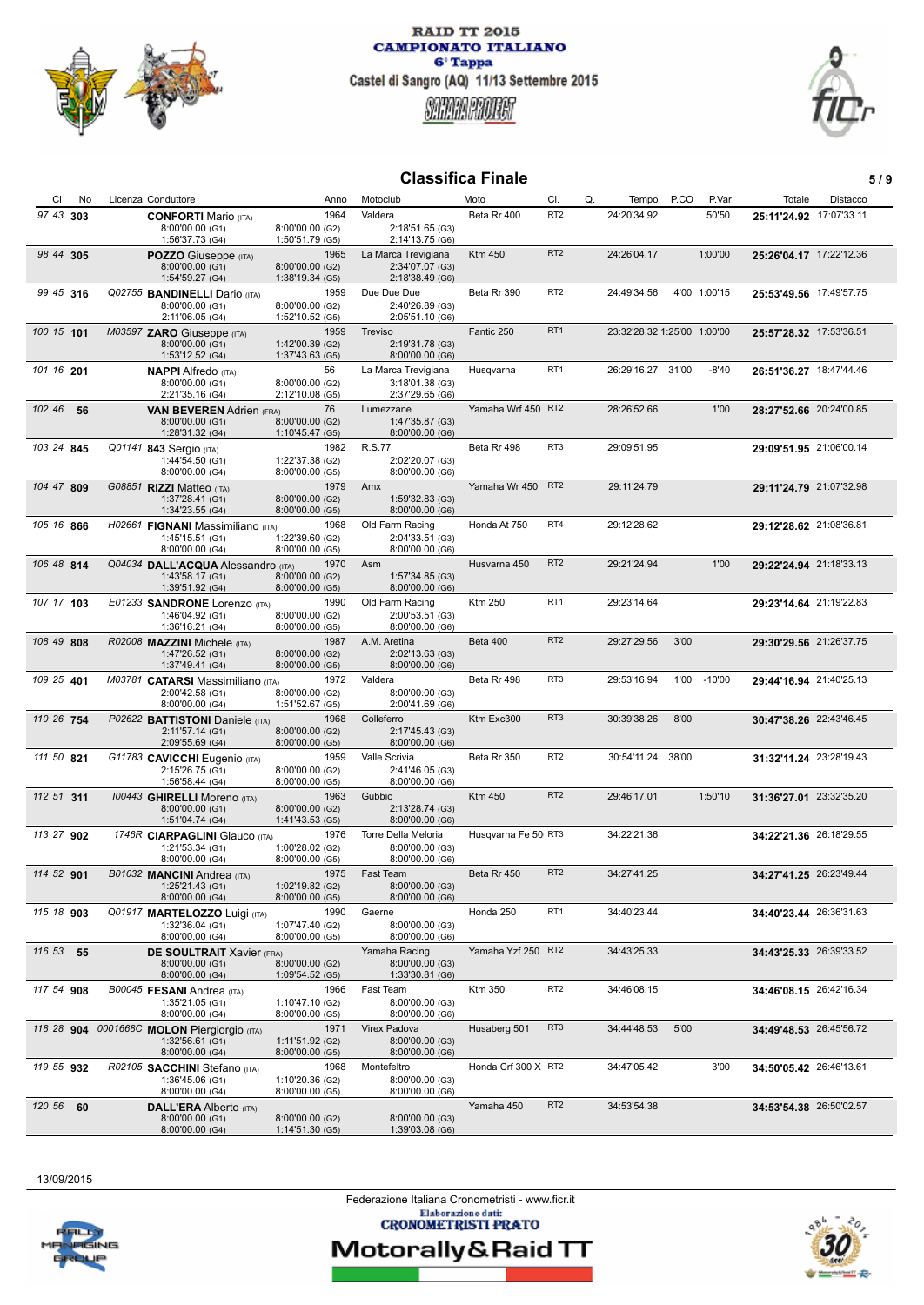RAID TT 2015
CAMPIONATO ITALIANO
6° Tappa
Castel di Sangro (AQ) 11/13 Settembre 2015

## Classifica Finale

| Cl | No | Licenza | Conduttore | Anno | Motoclub | Moto | Cl. | Q. | Tempo | P.CO | P.Var | Totale | Distacco |
|---|---|---|---|---|---|---|---|---|---|---|---|---|---|
| 97 43 | 303 | | **CONFORTI** Mario (ITA) 8:00'00.00 (G1) 8:00'00.00 (G2) 2:18'51.65 (G3) 1:56'37.73 (G4) 1:50'51.79 (G5) 2:14'13.75 (G6) | 1964 | Valdera | Beta Rr 400 | RT2 | | 24:20'34.92 | | 50'50 | **25:11'24.92** | 17:07'33.11 |
| 98 44 | 305 | | **POZZO** Giuseppe (ITA) 8:00'00.00 (G1) 8:00'00.00 (G2) 2:34'07.07 (G3) 1:54'59.27 (G4) 1:38'19.34 (G5) 2:18'38.49 (G6) | 1965 | La Marca Trevigiana | Ktm 450 | RT2 | | 24:26'04.17 | | 1:00'00 | **25:26'04.17** | 17:22'12.36 |
| 99 45 | 316 | Q02755 | **BANDINELLI** Dario (ITA) 8:00'00.00 (G1) 8:00'00.00 (G2) 2:40'26.89 (G3) 2:11'06.05 (G4) 1:52'10.52 (G5) 2:05'51.10 (G6) | 1959 | Due Due Due | Beta Rr 390 | RT2 | | 24:49'34.56 | 4'00 | 1:00'15 | **25:53'49.56** | 17:49'57.75 |
| 100 15 | 101 | M03597 | **ZARO** Giuseppe (ITA) 8:00'00.00 (G1) 1:42'00.39 (G2) 2:19'31.78 (G3) 1:53'12.52 (G4) 1:37'43.63 (G5) 8:00'00.00 (G6) | 1959 | Treviso | Fantic 250 | RT1 | | 23:32'28.32 | 1:25'00 | 1:00'00 | **25:57'28.32** | 17:53'36.51 |
| 101 16 | 201 | | **NAPPI** Alfredo (ITA) 8:00'00.00 (G1) 8:00'00.00 (G2) 3:18'01.38 (G3) 2:21'35.16 (G4) 2:12'10.08 (G5) 2:37'29.65 (G6) | 56 | La Marca Trevigiana | Husqvarna | RT1 | | 26:29'16.27 | 31'00 | -8'40 | **26:51'36.27** | 18:47'44.46 |
| 102 46 | 56 | | **VAN BEVEREN** Adrien (FRA) 8:00'00.00 (G1) 8:00'00.00 (G2) 1:47'35.87 (G3) 1:28'31.32 (G4) 1:10'45.47 (G5) 8:00'00.00 (G6) | 76 | Lumezzane | Yamaha Wrf 450 | RT2 | | 28:26'52.66 | | 1'00 | **28:27'52.66** | 20:24'00.85 |
| 103 24 | 845 | Q01141 | **843** Sergio (ITA) 1:44'54.50 (G1) 1:22'37.38 (G2) 2:02'20.07 (G3) 8:00'00.00 (G4) 8:00'00.00 (G5) 8:00'00.00 (G6) | 1982 | R.S.77 | Beta Rr 498 | RT3 | | 29:09'51.95 | | | **29:09'51.95** | 21:06'00.14 |
| 104 47 | 809 | G08851 | **RIZZI** Matteo (ITA) 1:37'28.41 (G1) 8:00'00.00 (G2) 1:59'32.83 (G3) 1:34'23.55 (G4) 8:00'00.00 (G5) 8:00'00.00 (G6) | 1979 | Amx | Yamaha Wr 450 | RT2 | | 29:11'24.79 | | | **29:11'24.79** | 21:07'32.98 |
| 105 16 | 866 | H02661 | **FIGNANI** Massimiliano (ITA) 1:45'15.51 (G1) 1:22'39.60 (G2) 2:04'33.51 (G3) 8:00'00.00 (G4) 8:00'00.00 (G5) 8:00'00.00 (G6) | 1968 | Old Farm Racing | Honda At 750 | RT4 | | 29:12'28.62 | | | **29:12'28.62** | 21:08'36.81 |
| 106 48 | 814 | Q04034 | **DALL'ACQUA** Alessandro (ITA) 1:43'58.17 (G1) 8:00'00.00 (G2) 1:57'34.85 (G3) 1:39'51.92 (G4) 8:00'00.00 (G5) 8:00'00.00 (G6) | 1970 | Asm | Husvarna 450 | RT2 | | 29:21'24.94 | | 1'00 | **29:22'24.94** | 21:18'33.13 |
| 107 17 | 103 | E01233 | **SANDRONE** Lorenzo (ITA) 1:46'04.92 (G1) 8:00'00.00 (G2) 2:00'53.51 (G3) 1:36'16.21 (G4) 8:00'00.00 (G5) 8:00'00.00 (G6) | 1990 | Old Farm Racing | Ktm 250 | RT1 | | 29:23'14.64 | | | **29:23'14.64** | 21:19'22.83 |
| 108 49 | 808 | R02008 | **MAZZINI** Michele (ITA) 1:47'26.52 (G1) 8:00'00.00 (G2) 2:02'13.63 (G3) 1:37'49.41 (G4) 8:00'00.00 (G5) 8:00'00.00 (G6) | 1987 | A.M. Aretina | Beta 400 | RT2 | | 29:27'29.56 | 3'00 | | **29:30'29.56** | 21:26'37.75 |
| 109 25 | 401 | M03781 | **CATARSI** Massimiliano (ITA) 2:00'42.58 (G1) 8:00'00.00 (G2) 8:00'00.00 (G3) 8:00'00.00 (G4) 1:51'52.67 (G5) 2:00'41.69 (G6) | 1972 | Valdera | Beta Rr 498 | RT3 | | 29:53'16.94 | 1'00 | -10'00 | **29:44'16.94** | 21:40'25.13 |
| 110 26 | 754 | P02622 | **BATTISTONI** Daniele (ITA) 2:11'57.14 (G1) 8:00'00.00 (G2) 2:17'45.43 (G3) 2:09'55.69 (G4) 8:00'00.00 (G5) 8:00'00.00 (G6) | 1968 | Colleferro | Ktm Exc300 | RT3 | | 30:39'38.26 | 8'00 | | **30:47'38.26** | 22:43'46.45 |
| 111 50 | 821 | G11783 | **CAVICCHI** Eugenio (ITA) 2:15'26.75 (G1) 8:00'00.00 (G2) 2:41'46.05 (G3) 1:56'58.44 (G4) 8:00'00.00 (G5) 8:00'00.00 (G6) | 1959 | Valle Scrivia | Beta Rr 350 | RT2 | | 30:54'11.24 | 38'00 | | **31:32'11.24** | 23:28'19.43 |
| 112 51 | 311 | I00443 | **GHIRELLI** Moreno (ITA) 8:00'00.00 (G1) 8:00'00.00 (G2) 2:13'28.74 (G3) 1:51'04.74 (G4) 1:41'43.53 (G5) 8:00'00.00 (G6) | 1963 | Gubbio | Ktm 450 | RT2 | | 29:46'17.01 | | 1:50'10 | **31:36'27.01** | 23:32'35.20 |
| 113 27 | 902 | 1746R | **CIARPAGLINI** Glauco (ITA) 1:21'53.34 (G1) 1:00'28.02 (G2) 8:00'00.00 (G3) 8:00'00.00 (G4) 8:00'00.00 (G5) 8:00'00.00 (G6) | 1976 | Torre Della Meloria | Husqvarna Fe 50 | RT3 | | 34:22'21.36 | | | **34:22'21.36** | 26:18'29.55 |
| 114 52 | 901 | B01032 | **MANCINI** Andrea (ITA) 1:25'21.43 (G1) 1:02'19.82 (G2) 8:00'00.00 (G3) 8:00'00.00 (G4) 8:00'00.00 (G5) 8:00'00.00 (G6) | 1975 | Fast Team | Beta Rr 450 | RT2 | | 34:27'41.25 | | | **34:27'41.25** | 26:23'49.44 |
| 115 18 | 903 | Q01917 | **MARTELOZZO** Luigi (ITA) 1:32'36.04 (G1) 1:07'47.40 (G2) 8:00'00.00 (G3) 8:00'00.00 (G4) 8:00'00.00 (G5) 8:00'00.00 (G6) | 1990 | Gaerne | Honda 250 | RT1 | | 34:40'23.44 | | | **34:40'23.44** | 26:36'31.63 |
| 116 53 | 55 | | **DE SOULTRAIT** Xavier (FRA) 8:00'00.00 (G1) 8:00'00.00 (G2) 8:00'00.00 (G3) 8:00'00.00 (G4) 1:09'54.52 (G5) 1:33'30.81 (G6) | | Yamaha Racing | Yamaha Yzf 250 | RT2 | | 34:43'25.33 | | | **34:43'25.33** | 26:39'33.52 |
| 117 54 | 908 | B00045 | **FESANI** Andrea (ITA) 1:35'21.05 (G1) 1:10'47.10 (G2) 8:00'00.00 (G3) 8:00'00.00 (G4) 8:00'00.00 (G5) 8:00'00.00 (G6) | 1966 | Fast Team | Ktm 350 | RT2 | | 34:46'08.15 | | | **34:46'08.15** | 26:42'16.34 |
| 118 28 | 904 | 0001668C | **MOLON** Piergiorgio (ITA) 1:32'56.61 (G1) 1:11'51.92 (G2) 8:00'00.00 (G3) 8:00'00.00 (G4) 8:00'00.00 (G5) 8:00'00.00 (G6) | 1971 | Virex Padova | Husaberg 501 | RT3 | | 34:44'48.53 | 5'00 | | **34:49'48.53** | 26:45'56.72 |
| 119 55 | 932 | R02105 | **SACCHINI** Stefano (ITA) 1:36'45.06 (G1) 1:10'20.36 (G2) 8:00'00.00 (G3) 8:00'00.00 (G4) 8:00'00.00 (G5) 8:00'00.00 (G6) | 1968 | Montefeltro | Honda Crf 300 X | RT2 | | 34:47'05.42 | | 3'00 | **34:50'05.42** | 26:46'13.61 |
| 120 56 | 60 | | **DALL'ERA** Alberto (ITA) 8:00'00.00 (G1) 8:00'00.00 (G2) 8:00'00.00 (G3) 8:00'00.00 (G4) 1:14'51.30 (G5) 1:39'03.08 (G6) | | | Yamaha 450 | RT2 | | 34:53'54.38 | | | **34:53'54.38** | 26:50'02.57 |

13/09/2015

Federazione Italiana Cronometristi - www.ficr.it
Elaborazione dati:
CRONOMETRISTI PRATO
Motorally&Raid TT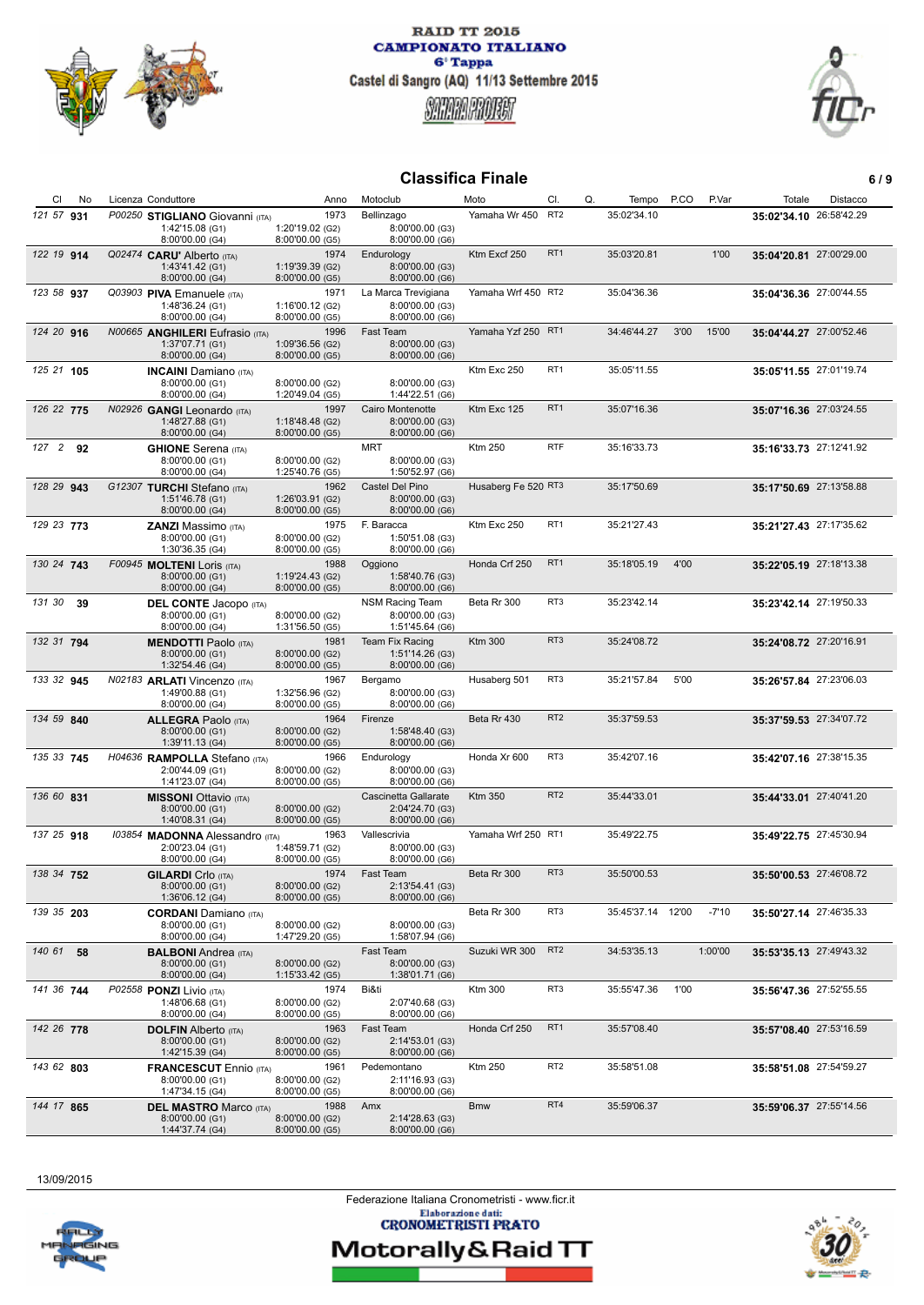RAID TT 2015
CAMPIONATO ITALIANO
6° Tappa
Castel di Sangro (AQ) 11/13 Settembre 2015

## Classifica Finale

| Cl | No | Licenza | Conduttore | Anno | Motoclub | Moto | Cl. | Q. | Tempo | P.CO | P.Var | Totale | Distacco |
|---|---|---|---|---|---|---|---|---|---|---|---|---|---|
| 121 57 | 931 | P00250 | **STIGLIANO** Giovanni (ITA) 1:42'15.08 (G1) 1:20'19.02 (G2) 8:00'00.00 (G3) 8:00'00.00 (G4) 8:00'00.00 (G5) 8:00'00.00 (G6) | 1973 | Bellinzago | Yamaha Wr 450 | RT2 | | 35:02'34.10 | | | **35:02'34.10** | 26:58'42.29 |
| 122 19 | 914 | Q02474 | **CARU'** Alberto (ITA) 1:43'41.42 (G1) 1:19'39.39 (G2) 8:00'00.00 (G3) 8:00'00.00 (G4) 8:00'00.00 (G5) 8:00'00.00 (G6) | 1974 | Endurology | Ktm Excf 250 | RT1 | | 35:03'20.81 | | 1'00 | **35:04'20.81** | 27:00'29.00 |
| 123 58 | 937 | Q03903 | **PIVA** Emanuele (ITA) 1:48'36.24 (G1) 1:16'00.12 (G2) 8:00'00.00 (G3) 8:00'00.00 (G4) 8:00'00.00 (G5) 8:00'00.00 (G6) | 1971 | La Marca Trevigiana | Yamaha Wrf 450 | RT2 | | 35:04'36.36 | | | **35:04'36.36** | 27:00'44.55 |
| 124 20 | 916 | N00665 | **ANGHILERI** Eufrasio (ITA) 1:37'07.71 (G1) 1:09'36.56 (G2) 8:00'00.00 (G3) 8:00'00.00 (G4) 8:00'00.00 (G5) 8:00'00.00 (G6) | 1996 | Fast Team | Yamaha Yzf 250 | RT1 | | 34:46'44.27 | 3'00 | 15'00 | **35:04'44.27** | 27:00'52.46 |
| 125 21 | 105 | | **INCAINI** Damiano (ITA) 8:00'00.00 (G1) 8:00'00.00 (G2) 8:00'00.00 (G3) 8:00'00.00 (G4) 1:20'49.04 (G5) 1:44'22.51 (G6) | | | Ktm Exc 250 | RT1 | | 35:05'11.55 | | | **35:05'11.55** | 27:01'19.74 |
| 126 22 | 775 | N02926 | **GANGI** Leonardo (ITA) 1:48'27.88 (G1) 1:18'48.48 (G2) 8:00'00.00 (G3) 8:00'00.00 (G4) 8:00'00.00 (G5) 8:00'00.00 (G6) | 1997 | Cairo Montenotte | Ktm Exc 125 | RT1 | | 35:07'16.36 | | | **35:07'16.36** | 27:03'24.55 |
| 127 2 | 92 | | **GHIONE** Serena (ITA) 8:00'00.00 (G1) 8:00'00.00 (G2) 8:00'00.00 (G3) 8:00'00.00 (G4) 1:25'40.76 (G5) 1:50'52.97 (G6) | | MRT | Ktm 250 | RTF | | 35:16'33.73 | | | **35:16'33.73** | 27:12'41.92 |
| 128 29 | 943 | G12307 | **TURCHI** Stefano (ITA) 1:51'46.78 (G1) 1:26'03.91 (G2) 8:00'00.00 (G3) 8:00'00.00 (G4) 8:00'00.00 (G5) 8:00'00.00 (G6) | 1962 | Castel Del Pino | Husaberg Fe 520 | RT3 | | 35:17'50.69 | | | **35:17'50.69** | 27:13'58.88 |
| 129 23 | 773 | | **ZANZI** Massimo (ITA) 8:00'00.00 (G1) 8:00'00.00 (G2) 1:50'51.08 (G3) 1:30'36.35 (G4) 8:00'00.00 (G5) 8:00'00.00 (G6) | 1975 | F. Baracca | Ktm Exc 250 | RT1 | | 35:21'27.43 | | | **35:21'27.43** | 27:17'35.62 |
| 130 24 | 743 | F00945 | **MOLTENI** Loris (ITA) 8:00'00.00 (G1) 1:19'24.43 (G2) 1:58'40.76 (G3) 8:00'00.00 (G4) 8:00'00.00 (G5) 8:00'00.00 (G6) | 1988 | Oggiono | Honda Crf 250 | RT1 | | 35:18'05.19 | 4'00 | | **35:22'05.19** | 27:18'13.38 |
| 131 30 | 39 | | **DEL CONTE** Jacopo (ITA) 8:00'00.00 (G1) 8:00'00.00 (G2) 8:00'00.00 (G3) 8:00'00.00 (G4) 1:31'56.50 (G5) 1:51'45.64 (G6) | | NSM Racing Team | Beta Rr 300 | RT3 | | 35:23'42.14 | | | **35:23'42.14** | 27:19'50.33 |
| 132 31 | 794 | | **MENDOTTI** Paolo (ITA) 8:00'00.00 (G1) 8:00'00.00 (G2) 1:51'14.26 (G3) 1:32'54.46 (G4) 8:00'00.00 (G5) 8:00'00.00 (G6) | 1981 | Team Fix Racing | Ktm 300 | RT3 | | 35:24'08.72 | | | **35:24'08.72** | 27:20'16.91 |
| 133 32 | 945 | N02183 | **ARLATI** Vincenzo (ITA) 1:49'00.88 (G1) 1:32'56.96 (G2) 8:00'00.00 (G3) 8:00'00.00 (G4) 8:00'00.00 (G5) 8:00'00.00 (G6) | 1967 | Bergamo | Husaberg 501 | RT3 | | 35:21'57.84 | 5'00 | | **35:26'57.84** | 27:23'06.03 |
| 134 59 | 840 | | **ALLEGRA** Paolo (ITA) 8:00'00.00 (G1) 8:00'00.00 (G2) 1:58'48.40 (G3) 1:39'11.13 (G4) 8:00'00.00 (G5) 8:00'00.00 (G6) | 1964 | Firenze | Beta Rr 430 | RT2 | | 35:37'59.53 | | | **35:37'59.53** | 27:34'07.72 |
| 135 33 | 745 | H04636 | **RAMPOLLA** Stefano (ITA) 2:00'44.09 (G1) 8:00'00.00 (G2) 8:00'00.00 (G3) 1:41'23.07 (G4) 8:00'00.00 (G5) 8:00'00.00 (G6) | 1966 | Endurology | Honda Xr 600 | RT3 | | 35:42'07.16 | | | **35:42'07.16** | 27:38'15.35 |
| 136 60 | 831 | | **MISSONI** Ottavio (ITA) 8:00'00.00 (G1) 8:00'00.00 (G2) 2:04'24.70 (G3) 1:40'08.31 (G4) 8:00'00.00 (G5) 8:00'00.00 (G6) | | Cascinetta Gallarate | Ktm 350 | RT2 | | 35:44'33.01 | | | **35:44'33.01** | 27:40'41.20 |
| 137 25 | 918 | I03854 | **MADONNA** Alessandro (ITA) 2:00'23.04 (G1) 1:48'59.71 (G2) 8:00'00.00 (G3) 8:00'00.00 (G4) 8:00'00.00 (G5) 8:00'00.00 (G6) | 1963 | Vallescrivia | Yamaha Wrf 250 | RT1 | | 35:49'22.75 | | | **35:49'22.75** | 27:45'30.94 |
| 138 34 | 752 | | **GILARDI** Crlo (ITA) 8:00'00.00 (G1) 8:00'00.00 (G2) 2:13'54.41 (G3) 1:36'06.12 (G4) 8:00'00.00 (G5) 8:00'00.00 (G6) | 1974 | Fast Team | Beta Rr 300 | RT3 | | 35:50'00.53 | | | **35:50'00.53** | 27:46'08.72 |
| 139 35 | 203 | | **CORDANI** Damiano (ITA) 8:00'00.00 (G1) 8:00'00.00 (G2) 8:00'00.00 (G3) 8:00'00.00 (G4) 1:47'29.20 (G5) 1:58'07.94 (G6) | | | Beta Rr 300 | RT3 | | 35:45'37.14 | 12'00 | -7'10 | **35:50'27.14** | 27:46'35.33 |
| 140 61 | 58 | | **BALBONI** Andrea (ITA) 8:00'00.00 (G1) 8:00'00.00 (G2) 8:00'00.00 (G3) 8:00'00.00 (G4) 1:15'33.42 (G5) 1:38'01.71 (G6) | | Fast Team | Suzuki WR 300 | RT2 | | 34:53'35.13 | | 1:00'00 | **35:53'35.13** | 27:49'43.32 |
| 141 36 | 744 | P02558 | **PONZI** Livio (ITA) 1:48'06.68 (G1) 8:00'00.00 (G2) 2:07'40.68 (G3) 8:00'00.00 (G4) 8:00'00.00 (G5) 8:00'00.00 (G6) | 1974 | Bi&ti | Ktm 300 | RT3 | | 35:55'47.36 | 1'00 | | **35:56'47.36** | 27:52'55.55 |
| 142 26 | 778 | | **DOLFIN** Alberto (ITA) 8:00'00.00 (G1) 8:00'00.00 (G2) 2:14'53.01 (G3) 1:42'15.39 (G4) 8:00'00.00 (G5) 8:00'00.00 (G6) | 1963 | Fast Team | Honda Crf 250 | RT1 | | 35:57'08.40 | | | **35:57'08.40** | 27:53'16.59 |
| 143 62 | 803 | | **FRANCESCUT** Ennio (ITA) 8:00'00.00 (G1) 8:00'00.00 (G2) 2:11'16.93 (G3) 1:47'34.15 (G4) 8:00'00.00 (G5) 8:00'00.00 (G6) | 1961 | Pedemontano | Ktm 250 | RT2 | | 35:58'51.08 | | | **35:58'51.08** | 27:54'59.27 |
| 144 17 | 865 | | **DEL MASTRO** Marco (ITA) 8:00'00.00 (G1) 8:00'00.00 (G2) 2:14'28.63 (G3) 1:44'37.74 (G4) 8:00'00.00 (G5) 8:00'00.00 (G6) | 1988 | Amx | Bmw | RT4 | | 35:59'06.37 | | | **35:59'06.37** | 27:55'14.56 |

13/09/2015

Federazione Italiana Cronometristi - www.ficr.it
Elaborazione dati:
CRONOMETRISTI PRATO
Motorally&Raid TT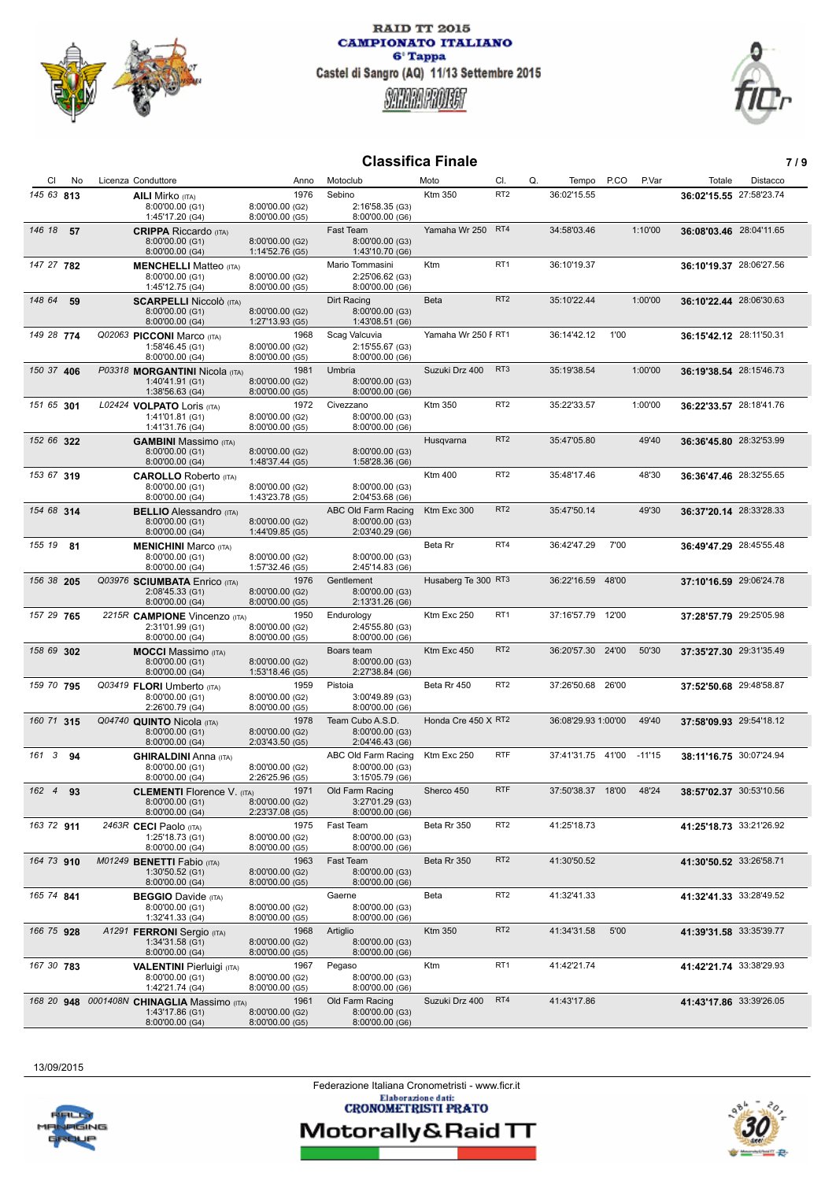RAID TT 2015
CAMPIONATO ITALIANO
6° Tappa
Castel di Sangro (AQ) 11/13 Settembre 2015

# Classifica Finale

| Cl | No | Licenza | Conduttore | Anno | Motoclub | Moto | Cl. | Q. | Tempo | P.CO | P.Var | Totale | Distacco |
|---|---|---|---|---|---|---|---|---|---|---|---|---|---|
| 145 63 | 813 | | **AILI** Mirko (ITA) 8:00'00.00 (G1) 1:45'17.20 (G4) 8:00'00.00 (G2) 8:00'00.00 (G5) | 1976 | Sebino 2:16'58.35 (G3) 8:00'00.00 (G6) | Ktm 350 | RT2 | | 36:02'15.55 | | | **36:02'15.55** | 27:58'23.74 |
| 146 18 | 57 | | **CRIPPA** Riccardo (ITA) 8:00'00.00 (G1) 8:00'00.00 (G4) 8:00'00.00 (G2) 1:14'52.76 (G5) | | Fast Team 8:00'00.00 (G3) 1:43'10.70 (G6) | Yamaha Wr 250 | RT4 | | 34:58'03.46 | | 1:10'00 | **36:08'03.46** | 28:04'11.65 |
| 147 27 | 782 | | **MENCHELLI** Matteo (ITA) 8:00'00.00 (G1) 1:45'12.75 (G4) 8:00'00.00 (G2) 8:00'00.00 (G5) | | Mario Tommasini 2:25'06.62 (G3) 8:00'00.00 (G6) | Ktm | RT1 | | 36:10'19.37 | | | **36:10'19.37** | 28:06'27.56 |
| 148 64 | 59 | | **SCARPELLI** Niccolò (ITA) 8:00'00.00 (G1) 8:00'00.00 (G4) 8:00'00.00 (G2) 1:27'13.93 (G5) | | Dirt Racing 8:00'00.00 (G3) 1:43'08.51 (G6) | Beta | RT2 | | 35:10'22.44 | | 1:00'00 | **36:10'22.44** | 28:06'30.63 |
| 149 28 | 774 | Q02063 | **PICCONI** Marco (ITA) 1:58'46.45 (G1) 8:00'00.00 (G4) 8:00'00.00 (G2) 8:00'00.00 (G5) | 1968 | Scag Valcuvia 2:15'55.67 (G3) 8:00'00.00 (G6) | Yamaha Wr 250 F | RT1 | | 36:14'42.12 | 1'00 | | **36:15'42.12** | 28:11'50.31 |
| 150 37 | 406 | P03318 | **MORGANTINI** Nicola (ITA) 1:40'41.91 (G1) 1:38'56.63 (G4) 8:00'00.00 (G2) 8:00'00.00 (G5) | 1981 | Umbria 8:00'00.00 (G3) 8:00'00.00 (G6) | Suzuki Drz 400 | RT3 | | 35:19'38.54 | | 1:00'00 | **36:19'38.54** | 28:15'46.73 |
| 151 65 | 301 | L02424 | **VOLPATO** Loris (ITA) 1:41'01.81 (G1) 1:41'31.76 (G4) 8:00'00.00 (G2) 8:00'00.00 (G5) | 1972 | Civezzano 8:00'00.00 (G3) 8:00'00.00 (G6) | Ktm 350 | RT2 | | 35:22'33.57 | | 1:00'00 | **36:22'33.57** | 28:18'41.76 |
| 152 66 | 322 | | **GAMBINI** Massimo (ITA) 8:00'00.00 (G1) 8:00'00.00 (G4) 8:00'00.00 (G2) 1:48'37.44 (G5) | | 8:00'00.00 (G3) 1:58'28.36 (G6) | Husqvarna | RT2 | | 35:47'05.80 | | 49'40 | **36:36'45.80** | 28:32'53.99 |
| 153 67 | 319 | | **CAROLLO** Roberto (ITA) 8:00'00.00 (G1) 8:00'00.00 (G4) 8:00'00.00 (G2) 1:43'23.78 (G5) | | 8:00'00.00 (G3) 2:04'53.68 (G6) | Ktm 400 | RT2 | | 35:48'17.46 | | 48'30 | **36:36'47.46** | 28:32'55.65 |
| 154 68 | 314 | | **BELLIO** Alessandro (ITA) 8:00'00.00 (G1) 8:00'00.00 (G4) 8:00'00.00 (G2) 1:44'09.85 (G5) | | ABC Old Farm Racing 8:00'00.00 (G3) 2:03'40.29 (G6) | Ktm Exc 300 | RT2 | | 35:47'50.14 | | 49'30 | **36:37'20.14** | 28:33'28.33 |
| 155 19 | 81 | | **MENICHINI** Marco (ITA) 8:00'00.00 (G1) 8:00'00.00 (G4) 8:00'00.00 (G2) 1:57'32.46 (G5) | | 8:00'00.00 (G3) 2:45'14.83 (G6) | Beta Rr | RT4 | | 36:42'47.29 | 7'00 | | **36:49'47.29** | 28:45'55.48 |
| 156 38 | 205 | Q03976 | **SCIUMBATA** Enrico (ITA) 2:08'45.33 (G1) 8:00'00.00 (G4) 8:00'00.00 (G2) 8:00'00.00 (G5) | 1976 | Gentlement 8:00'00.00 (G3) 2:13'31.26 (G6) | Husaberg Te 300 | RT3 | | 36:22'16.59 | 48'00 | | **37:10'16.59** | 29:06'24.78 |
| 157 29 | 765 | 2215R | **CAMPIONE** Vincenzo (ITA) 2:31'01.99 (G1) 8:00'00.00 (G4) 8:00'00.00 (G2) 8:00'00.00 (G5) | 1950 | Endurology 2:45'55.80 (G3) 8:00'00.00 (G6) | Ktm Exc 250 | RT1 | | 37:16'57.79 | 12'00 | | **37:28'57.79** | 29:25'05.98 |
| 158 69 | 302 | | **MOCCI** Massimo (ITA) 8:00'00.00 (G1) 8:00'00.00 (G4) 8:00'00.00 (G2) 1:53'18.46 (G5) | | Boars team 8:00'00.00 (G3) 2:27'38.84 (G6) | Ktm Exc 450 | RT2 | | 36:20'57.30 | 24'00 | 50'30 | **37:35'27.30** | 29:31'35.49 |
| 159 70 | 795 | Q03419 | **FLORI** Umberto (ITA) 8:00'00.00 (G1) 2:26'00.79 (G4) 8:00'00.00 (G2) 8:00'00.00 (G5) | 1959 | Pistoia 3:00'49.89 (G3) 8:00'00.00 (G6) | Beta Rr 450 | RT2 | | 37:26'50.68 | 26'00 | | **37:52'50.68** | 29:48'58.87 |
| 160 71 | 315 | Q04740 | **QUINTO** Nicola (ITA) 8:00'00.00 (G1) 8:00'00.00 (G4) 8:00'00.00 (G2) 2:03'43.50 (G5) | 1978 | Team Cubo A.S.D. 8:00'00.00 (G3) 2:04'46.43 (G6) | Honda Cre 450 X | RT2 | | 36:08'29.93 | 1:00'00 | 49'40 | **37:58'09.93** | 29:54'18.12 |
| 161 3 | 94 | | **GHIRALDINI** Anna (ITA) 8:00'00.00 (G1) 8:00'00.00 (G4) 8:00'00.00 (G2) 2:26'25.96 (G5) | | ABC Old Farm Racing 8:00'00.00 (G3) 3:15'05.79 (G6) | Ktm Exc 250 | RTF | | 37:41'31.75 | 41'00 | -11'15 | **38:11'16.75** | 30:07'24.94 |
| 162 4 | 93 | | **CLEMENTI** Florence V. (ITA) 8:00'00.00 (G1) 8:00'00.00 (G4) 8:00'00.00 (G2) 2:23'37.08 (G5) | 1971 | Old Farm Racing 3:27'01.29 (G3) 8:00'00.00 (G6) | Sherco 450 | RTF | | 37:50'38.37 | 18'00 | 48'24 | **38:57'02.37** | 30:53'10.56 |
| 163 72 | 911 | 2463R | **CECI** Paolo (ITA) 1:25'18.73 (G1) 8:00'00.00 (G4) 8:00'00.00 (G2) 8:00'00.00 (G5) | 1975 | Fast Team 8:00'00.00 (G3) 8:00'00.00 (G6) | Beta Rr 350 | RT2 | | 41:25'18.73 | | | **41:25'18.73** | 33:21'26.92 |
| 164 73 | 910 | M01249 | **BENETTI** Fabio (ITA) 1:30'50.52 (G1) 8:00'00.00 (G4) 8:00'00.00 (G2) 8:00'00.00 (G5) | 1963 | Fast Team 8:00'00.00 (G3) 8:00'00.00 (G6) | Beta Rr 350 | RT2 | | 41:30'50.52 | | | **41:30'50.52** | 33:26'58.71 |
| 165 74 | 841 | | **BEGGIO** Davide (ITA) 8:00'00.00 (G1) 1:32'41.33 (G4) 8:00'00.00 (G2) 8:00'00.00 (G5) | | Gaerne 8:00'00.00 (G3) 8:00'00.00 (G6) | Beta | RT2 | | 41:32'41.33 | | | **41:32'41.33** | 33:28'49.52 |
| 166 75 | 928 | A1291 | **FERRONI** Sergio (ITA) 1:34'31.58 (G1) 8:00'00.00 (G4) 8:00'00.00 (G2) 8:00'00.00 (G5) | 1968 | Artiglio 8:00'00.00 (G3) 8:00'00.00 (G6) | Ktm 350 | RT2 | | 41:34'31.58 | 5'00 | | **41:39'31.58** | 33:35'39.77 |
| 167 30 | 783 | | **VALENTINI** Pierluigi (ITA) 8:00'00.00 (G1) 1:42'21.74 (G4) 8:00'00.00 (G2) 8:00'00.00 (G5) | 1967 | Pegaso 8:00'00.00 (G3) 8:00'00.00 (G6) | Ktm | RT1 | | 41:42'21.74 | | | **41:42'21.74** | 33:38'29.93 |
| 168 20 | 948 | 0001408N | **CHINAGLIA** Massimo (ITA) 1:43'17.86 (G1) 8:00'00.00 (G4) 8:00'00.00 (G2) 8:00'00.00 (G5) | 1961 | Old Farm Racing 8:00'00.00 (G3) 8:00'00.00 (G6) | Suzuki Drz 400 | RT4 | | 41:43'17.86 | | | **41:43'17.86** | 33:39'26.05 |

13/09/2015

Federazione Italiana Cronometristi - www.ficr.it
Elaborazione dati: CRONOMETRISTI PRATO
Motorally&Raid TT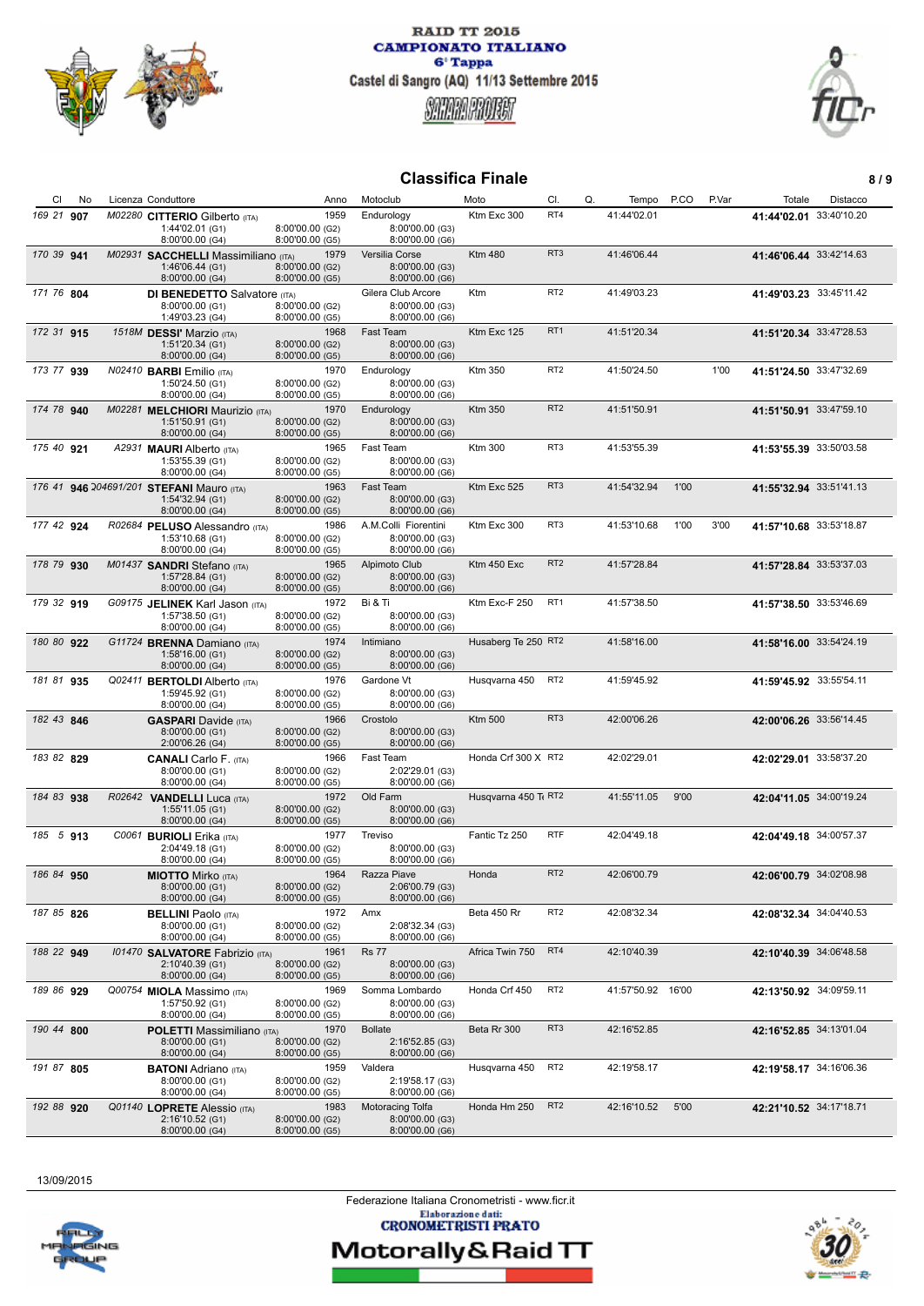RAID TT 2015
CAMPIONATO ITALIANO
6° Tappa
Castel di Sangro (AQ) 11/13 Settembre 2015

## Classifica Finale

| Cl | | No | Licenza | Conduttore | Anno | Motoclub | Moto | Cl. | Q. | Tempo | P.CO | P.Var | Totale | Distacco |
|---|---|---|---|---|---|---|---|---|---|---|---|---|---|---|
| 169 | 21 | **907** | M02280 | **CITTERIO** Gilberto (ITA) — 1:44'02.01 (G1), 8:00'00.00 (G2), 8:00'00.00 (G3), 8:00'00.00 (G4), 8:00'00.00 (G5), 8:00'00.00 (G6) | 1959 | Endurology | Ktm Exc 300 | RT4 | | 41:44'02.01 | | | **41:44'02.01** | 33:40'10.20 |
| 170 | 39 | **941** | M02931 | **SACCHELLI** Massimiliano (ITA) — 1:46'06.44 (G1), 8:00'00.00 (G2), 8:00'00.00 (G3), 8:00'00.00 (G4), 8:00'00.00 (G5), 8:00'00.00 (G6) | 1979 | Versilia Corse | Ktm 480 | RT3 | | 41:46'06.44 | | | **41:46'06.44** | 33:42'14.63 |
| 171 | 76 | **804** | | **DI BENEDETTO** Salvatore (ITA) — 8:00'00.00 (G1), 8:00'00.00 (G2), 8:00'00.00 (G3), 1:49'03.23 (G4), 8:00'00.00 (G5), 8:00'00.00 (G6) | 1970 | Gilera Club Arcore | Ktm | RT2 | | 41:49'03.23 | | | **41:49'03.23** | 33:45'11.42 |
| 172 | 31 | **915** | 1518M | **DESSI'** Marzio (ITA) — 1:51'20.34 (G1), 8:00'00.00 (G2), 8:00'00.00 (G3), 8:00'00.00 (G4), 8:00'00.00 (G5), 8:00'00.00 (G6) | 1968 | Fast Team | Ktm Exc 125 | RT1 | | 41:51'20.34 | | | **41:51'20.34** | 33:47'28.53 |
| 173 | 77 | **939** | N02410 | **BARBI** Emilio (ITA) — 1:50'24.50 (G1), 8:00'00.00 (G2), 8:00'00.00 (G3), 8:00'00.00 (G4), 8:00'00.00 (G5), 8:00'00.00 (G6) | 1970 | Endurology | Ktm 350 | RT2 | | 41:50'24.50 | | 1'00 | **41:51'24.50** | 33:47'32.69 |
| 174 | 78 | **940** | M02281 | **MELCHIORI** Maurizio (ITA) — 1:51'50.91 (G1), 8:00'00.00 (G2), 8:00'00.00 (G3), 8:00'00.00 (G4), 8:00'00.00 (G5), 8:00'00.00 (G6) | 1970 | Endurology | Ktm 350 | RT2 | | 41:51'50.91 | | | **41:51'50.91** | 33:47'59.10 |
| 175 | 40 | **921** | A2931 | **MAURI** Alberto (ITA) — 1:53'55.39 (G1), 8:00'00.00 (G2), 8:00'00.00 (G3), 8:00'00.00 (G4), 8:00'00.00 (G5), 8:00'00.00 (G6) | 1965 | Fast Team | Ktm 300 | RT3 | | 41:53'55.39 | | | **41:53'55.39** | 33:50'03.58 |
| 176 | 41 | **946** | 204691/201 | **STEFANI** Mauro (ITA) — 1:54'32.94 (G1), 8:00'00.00 (G2), 8:00'00.00 (G3), 8:00'00.00 (G4), 8:00'00.00 (G5), 8:00'00.00 (G6) | 1963 | Fast Team | Ktm Exc 525 | RT3 | | 41:54'32.94 | 1'00 | | **41:55'32.94** | 33:51'41.13 |
| 177 | 42 | **924** | R02684 | **PELUSO** Alessandro (ITA) — 1:53'10.68 (G1), 8:00'00.00 (G2), 8:00'00.00 (G3), 8:00'00.00 (G4), 8:00'00.00 (G5), 8:00'00.00 (G6) | 1986 | A.M.Colli Fiorentini | Ktm Exc 300 | RT3 | | 41:53'10.68 | 1'00 | 3'00 | **41:57'10.68** | 33:53'18.87 |
| 178 | 79 | **930** | M01437 | **SANDRI** Stefano (ITA) — 1:57'28.84 (G1), 8:00'00.00 (G2), 8:00'00.00 (G3), 8:00'00.00 (G4), 8:00'00.00 (G5), 8:00'00.00 (G6) | 1965 | Alpimoto Club | Ktm 450 Exc | RT2 | | 41:57'28.84 | | | **41:57'28.84** | 33:53'37.03 |
| 179 | 32 | **919** | G09175 | **JELINEK** Karl Jason (ITA) — 1:57'38.50 (G1), 8:00'00.00 (G2), 8:00'00.00 (G3), 8:00'00.00 (G4), 8:00'00.00 (G5), 8:00'00.00 (G6) | 1972 | Bi & Ti | Ktm Exc-F 250 | RT1 | | 41:57'38.50 | | | **41:57'38.50** | 33:53'46.69 |
| 180 | 80 | **922** | G11724 | **BRENNA** Damiano (ITA) — 1:58'16.00 (G1), 8:00'00.00 (G2), 8:00'00.00 (G3), 8:00'00.00 (G4), 8:00'00.00 (G5), 8:00'00.00 (G6) | 1974 | Intimiano | Husaberg Te 250 | RT2 | | 41:58'16.00 | | | **41:58'16.00** | 33:54'24.19 |
| 181 | 81 | **935** | Q02411 | **BERTOLDI** Alberto (ITA) — 1:59'45.92 (G1), 8:00'00.00 (G2), 8:00'00.00 (G3), 8:00'00.00 (G4), 8:00'00.00 (G5), 8:00'00.00 (G6) | 1976 | Gardone Vt | Husqvarna 450 | RT2 | | 41:59'45.92 | | | **41:59'45.92** | 33:55'54.11 |
| 182 | 43 | **846** | | **GASPARI** Davide (ITA) — 8:00'00.00 (G1), 8:00'00.00 (G2), 8:00'00.00 (G3), 2:00'06.26 (G4), 8:00'00.00 (G5), 8:00'00.00 (G6) | 1966 | Crostolo | Ktm 500 | RT3 | | 42:00'06.26 | | | **42:00'06.26** | 33:56'14.45 |
| 183 | 82 | **829** | | **CANALI** Carlo F. (ITA) — 8:00'00.00 (G1), 8:00'00.00 (G2), 2:02'29.01 (G3), 8:00'00.00 (G4), 8:00'00.00 (G5), 8:00'00.00 (G6) | 1966 | Fast Team | Honda Crf 300 X | RT2 | | 42:02'29.01 | | | **42:02'29.01** | 33:58'37.20 |
| 184 | 83 | **938** | R02642 | **VANDELLI** Luca (ITA) — 1:55'11.05 (G1), 8:00'00.00 (G2), 8:00'00.00 (G3), 8:00'00.00 (G4), 8:00'00.00 (G5), 8:00'00.00 (G6) | 1972 | Old Farm | Husqvarna 450 Te | RT2 | | 41:55'11.05 | 9'00 | | **42:04'11.05** | 34:00'19.24 |
| 185 | 5 | **913** | C0061 | **BURIOLI** Erika (ITA) — 2:04'49.18 (G1), 8:00'00.00 (G2), 8:00'00.00 (G3), 8:00'00.00 (G4), 8:00'00.00 (G5), 8:00'00.00 (G6) | 1977 | Treviso | Fantic Tz 250 | RTF | | 42:04'49.18 | | | **42:04'49.18** | 34:00'57.37 |
| 186 | 84 | **950** | | **MIOTTO** Mirko (ITA) — 8:00'00.00 (G1), 8:00'00.00 (G2), 2:06'00.79 (G3), 8:00'00.00 (G4), 8:00'00.00 (G5), 8:00'00.00 (G6) | 1964 | Razza Piave | Honda | RT2 | | 42:06'00.79 | | | **42:06'00.79** | 34:02'08.98 |
| 187 | 85 | **826** | | **BELLINI** Paolo (ITA) — 8:00'00.00 (G1), 8:00'00.00 (G2), 2:08'32.34 (G3), 8:00'00.00 (G4), 8:00'00.00 (G5), 8:00'00.00 (G6) | 1972 | Amx | Beta 450 Rr | RT2 | | 42:08'32.34 | | | **42:08'32.34** | 34:04'40.53 |
| 188 | 22 | **949** | I01470 | **SALVATORE** Fabrizio (ITA) — 2:10'40.39 (G1), 8:00'00.00 (G2), 8:00'00.00 (G3), 8:00'00.00 (G4), 8:00'00.00 (G5), 8:00'00.00 (G6) | 1961 | Rs 77 | Africa Twin 750 | RT4 | | 42:10'40.39 | | | **42:10'40.39** | 34:06'48.58 |
| 189 | 86 | **929** | Q00754 | **MIOLA** Massimo (ITA) — 1:57'50.92 (G1), 8:00'00.00 (G2), 8:00'00.00 (G3), 8:00'00.00 (G4), 8:00'00.00 (G5), 8:00'00.00 (G6) | 1969 | Somma Lombardo | Honda Crf 450 | RT2 | | 41:57'50.92 | 16'00 | | **42:13'50.92** | 34:09'59.11 |
| 190 | 44 | **800** | | **POLETTI** Massimiliano (ITA) — 8:00'00.00 (G1), 8:00'00.00 (G2), 2:16'52.85 (G3), 8:00'00.00 (G4), 8:00'00.00 (G5), 8:00'00.00 (G6) | 1970 | Bollate | Beta Rr 300 | RT3 | | 42:16'52.85 | | | **42:16'52.85** | 34:13'01.04 |
| 191 | 87 | **805** | | **BATONI** Adriano (ITA) — 8:00'00.00 (G1), 8:00'00.00 (G2), 2:19'58.17 (G3), 8:00'00.00 (G4), 8:00'00.00 (G5), 8:00'00.00 (G6) | 1959 | Valdera | Husqvarna 450 | RT2 | | 42:19'58.17 | | | **42:19'58.17** | 34:16'06.36 |
| 192 | 88 | **920** | Q01140 | **LOPRETE** Alessio (ITA) — 2:16'10.52 (G1), 8:00'00.00 (G2), 8:00'00.00 (G3), 8:00'00.00 (G4), 8:00'00.00 (G5), 8:00'00.00 (G6) | 1983 | Motoracing Tolfa | Honda Hm 250 | RT2 | | 42:16'10.52 | 5'00 | | **42:21'10.52** | 34:17'18.71 |

13/09/2015

Federazione Italiana Cronometristi - www.ficr.it
Elaborazione dati: CRONOMETRISTI PRATO
Motorally&Raid TT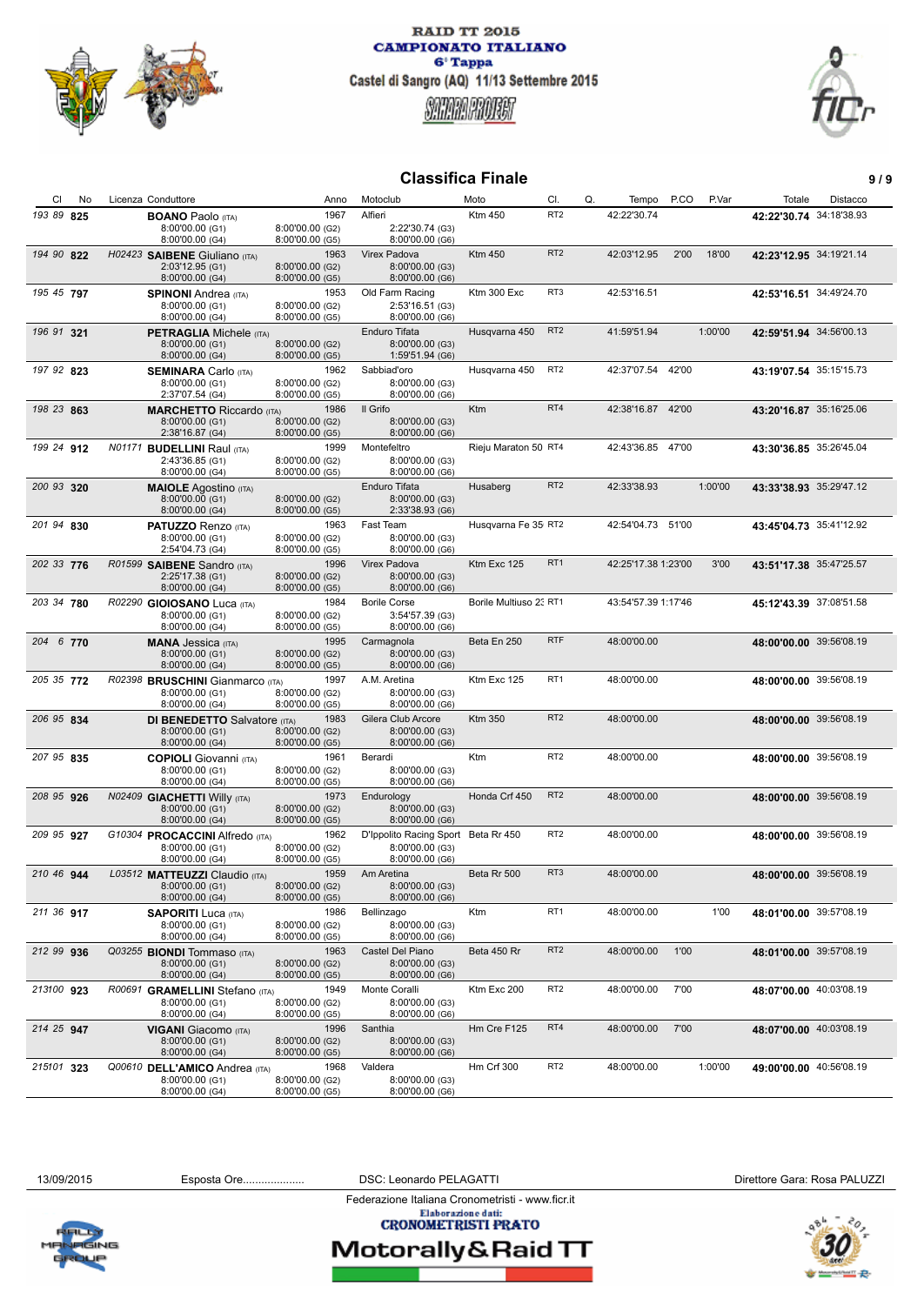RAID TT 2015
CAMPIONATO ITALIANO
6° Tappa
Castel di Sangro (AQ) 11/13 Settembre 2015

# Classifica Finale

| Cl | | No | Licenza | Conduttore | Anno | Motoclub | Moto | Cl. | Q. | Tempo | P.CO | P.Var | Totale | Distacco |
|---|---|---|---|---|---|---|---|---|---|---|---|---|---|---|
| 193 | 89 | 825 | | **BOANO** Paolo (ITA)<br>8:00'00.00 (G1) 8:00'00.00 (G2)<br>8:00'00.00 (G4) 8:00'00.00 (G5) | 1967 | Alfieri<br>2:22'30.74 (G3)<br>8:00'00.00 (G6) | Ktm 450 | RT2 | | 42:22'30.74 | | | **42:22'30.74** | 34:18'38.93 |
| 194 | 90 | 822 | H02423 | **SAIBENE** Giuliano (ITA)<br>2:03'12.95 (G1) 8:00'00.00 (G2)<br>8:00'00.00 (G4) 8:00'00.00 (G5) | 1963 | Virex Padova<br>8:00'00.00 (G3)<br>8:00'00.00 (G6) | Ktm 450 | RT2 | | 42:03'12.95 | 2'00 | 18'00 | **42:23'12.95** | 34:19'21.14 |
| 195 | 45 | 797 | | **SPINONI** Andrea (ITA)<br>8:00'00.00 (G1) 8:00'00.00 (G2)<br>8:00'00.00 (G4) 8:00'00.00 (G5) | 1953 | Old Farm Racing<br>2:53'16.51 (G3)<br>8:00'00.00 (G6) | Ktm 300 Exc | RT3 | | 42:53'16.51 | | | **42:53'16.51** | 34:49'24.70 |
| 196 | 91 | 321 | | **PETRAGLIA** Michele (ITA)<br>8:00'00.00 (G1) 8:00'00.00 (G2)<br>8:00'00.00 (G4) 8:00'00.00 (G5) | | Enduro Tifata<br>8:00'00.00 (G3)<br>1:59'51.94 (G6) | Husqvarna 450 | RT2 | | 41:59'51.94 | | 1:00'00 | **42:59'51.94** | 34:56'00.13 |
| 197 | 92 | 823 | | **SEMINARA** Carlo (ITA)<br>8:00'00.00 (G1) 8:00'00.00 (G2)<br>2:37'07.54 (G4) 8:00'00.00 (G5) | 1962 | Sabbiad'oro<br>8:00'00.00 (G3)<br>8:00'00.00 (G6) | Husqvarna 450 | RT2 | | 42:37'07.54 | 42'00 | | **43:19'07.54** | 35:15'15.73 |
| 198 | 23 | 863 | | **MARCHETTO** Riccardo (ITA)<br>8:00'00.00 (G1) 8:00'00.00 (G2)<br>2:38'16.87 (G4) 8:00'00.00 (G5) | 1986 | Il Grifo<br>8:00'00.00 (G3)<br>8:00'00.00 (G6) | Ktm | RT4 | | 42:38'16.87 | 42'00 | | **43:20'16.87** | 35:16'25.06 |
| 199 | 24 | 912 | N01171 | **BUDELLINI** Raul (ITA)<br>2:43'36.85 (G1) 8:00'00.00 (G2)<br>8:00'00.00 (G4) 8:00'00.00 (G5) | 1999 | Montefeltro<br>8:00'00.00 (G3)<br>8:00'00.00 (G6) | Rieju Maraton 50 | RT4 | | 42:43'36.85 | 47'00 | | **43:30'36.85** | 35:26'45.04 |
| 200 | 93 | 320 | | **MAIOLE** Agostino (ITA)<br>8:00'00.00 (G1) 8:00'00.00 (G2)<br>8:00'00.00 (G4) 8:00'00.00 (G5) | | Enduro Tifata<br>8:00'00.00 (G3)<br>2:33'38.93 (G6) | Husaberg | RT2 | | 42:33'38.93 | | 1:00'00 | **43:33'38.93** | 35:29'47.12 |
| 201 | 94 | 830 | | **PATUZZO** Renzo (ITA)<br>8:00'00.00 (G1) 8:00'00.00 (G2)<br>2:54'04.73 (G4) 8:00'00.00 (G5) | 1963 | Fast Team<br>8:00'00.00 (G3)<br>8:00'00.00 (G6) | Husqvarna Fe 35 | RT2 | | 42:54'04.73 | 51'00 | | **43:45'04.73** | 35:41'12.92 |
| 202 | 33 | 776 | R01599 | **SAIBENE** Sandro (ITA)<br>2:25'17.38 (G1) 8:00'00.00 (G2)<br>8:00'00.00 (G4) 8:00'00.00 (G5) | 1996 | Virex Padova<br>8:00'00.00 (G3)<br>8:00'00.00 (G6) | Ktm Exc 125 | RT1 | | 42:25'17.38 | 1:23'00 | 3'00 | **43:51'17.38** | 35:47'25.57 |
| 203 | 34 | 780 | R02290 | **GIOIOSANO** Luca (ITA)<br>8:00'00.00 (G1) 8:00'00.00 (G2)<br>8:00'00.00 (G4) 8:00'00.00 (G5) | 1984 | Borile Corse<br>3:54'57.39 (G3)<br>8:00'00.00 (G6) | Borile Multiuso 23 | RT1 | | 43:54'57.39 | 1:17'46 | | **45:12'43.39** | 37:08'51.58 |
| 204 | 6 | 770 | | **MANA** Jessica (ITA)<br>8:00'00.00 (G1) 8:00'00.00 (G2)<br>8:00'00.00 (G4) 8:00'00.00 (G5) | 1995 | Carmagnola<br>8:00'00.00 (G3)<br>8:00'00.00 (G6) | Beta En 250 | RTF | | 48:00'00.00 | | | **48:00'00.00** | 39:56'08.19 |
| 205 | 35 | 772 | R02398 | **BRUSCHINI** Gianmarco (ITA)<br>8:00'00.00 (G1) 8:00'00.00 (G2)<br>8:00'00.00 (G4) 8:00'00.00 (G5) | 1997 | A.M. Aretina<br>8:00'00.00 (G3)<br>8:00'00.00 (G6) | Ktm Exc 125 | RT1 | | 48:00'00.00 | | | **48:00'00.00** | 39:56'08.19 |
| 206 | 95 | 834 | | **DI BENEDETTO** Salvatore (ITA)<br>8:00'00.00 (G1) 8:00'00.00 (G2)<br>8:00'00.00 (G4) 8:00'00.00 (G5) | 1983 | Gilera Club Arcore<br>8:00'00.00 (G3)<br>8:00'00.00 (G6) | Ktm 350 | RT2 | | 48:00'00.00 | | | **48:00'00.00** | 39:56'08.19 |
| 207 | 95 | 835 | | **COPIOLI** Giovanni (ITA)<br>8:00'00.00 (G1) 8:00'00.00 (G2)<br>8:00'00.00 (G4) 8:00'00.00 (G5) | 1961 | Berardi<br>8:00'00.00 (G3)<br>8:00'00.00 (G6) | Ktm | RT2 | | 48:00'00.00 | | | **48:00'00.00** | 39:56'08.19 |
| 208 | 95 | 926 | N02409 | **GIACHETTI** Willy (ITA)<br>8:00'00.00 (G1) 8:00'00.00 (G2)<br>8:00'00.00 (G4) 8:00'00.00 (G5) | 1973 | Endurology<br>8:00'00.00 (G3)<br>8:00'00.00 (G6) | Honda Crf 450 | RT2 | | 48:00'00.00 | | | **48:00'00.00** | 39:56'08.19 |
| 209 | 95 | 927 | G10304 | **PROCACCINI** Alfredo (ITA)<br>8:00'00.00 (G1) 8:00'00.00 (G2)<br>8:00'00.00 (G4) 8:00'00.00 (G5) | 1962 | D'Ippolito Racing Sport<br>8:00'00.00 (G3)<br>8:00'00.00 (G6) | Beta Rr 450 | RT2 | | 48:00'00.00 | | | **48:00'00.00** | 39:56'08.19 |
| 210 | 46 | 944 | L03512 | **MATTEUZZI** Claudio (ITA)<br>8:00'00.00 (G1) 8:00'00.00 (G2)<br>8:00'00.00 (G4) 8:00'00.00 (G5) | 1959 | Am Aretina<br>8:00'00.00 (G3)<br>8:00'00.00 (G6) | Beta Rr 500 | RT3 | | 48:00'00.00 | | | **48:00'00.00** | 39:56'08.19 |
| 211 | 36 | 917 | | **SAPORITI** Luca (ITA)<br>8:00'00.00 (G1) 8:00'00.00 (G2)<br>8:00'00.00 (G4) 8:00'00.00 (G5) | 1986 | Bellinzago<br>8:00'00.00 (G3)<br>8:00'00.00 (G6) | Ktm | RT1 | | 48:00'00.00 | | 1'00 | **48:01'00.00** | 39:57'08.19 |
| 212 | 99 | 936 | Q03255 | **BIONDI** Tommaso (ITA)<br>8:00'00.00 (G1) 8:00'00.00 (G2)<br>8:00'00.00 (G4) 8:00'00.00 (G5) | 1963 | Castel Del Piano<br>8:00'00.00 (G3)<br>8:00'00.00 (G6) | Beta 450 Rr | RT2 | | 48:00'00.00 | 1'00 | | **48:01'00.00** | 39:57'08.19 |
| 213 | 100 | 923 | R00691 | **GRAMELLINI** Stefano (ITA)<br>8:00'00.00 (G1) 8:00'00.00 (G2)<br>8:00'00.00 (G4) 8:00'00.00 (G5) | 1949 | Monte Coralli<br>8:00'00.00 (G3)<br>8:00'00.00 (G6) | Ktm Exc 200 | RT2 | | 48:00'00.00 | 7'00 | | **48:07'00.00** | 40:03'08.19 |
| 214 | 25 | 947 | | **VIGANI** Giacomo (ITA)<br>8:00'00.00 (G1) 8:00'00.00 (G2)<br>8:00'00.00 (G4) 8:00'00.00 (G5) | 1996 | Santhia<br>8:00'00.00 (G3)<br>8:00'00.00 (G6) | Hm Cre F125 | RT4 | | 48:00'00.00 | 7'00 | | **48:07'00.00** | 40:03'08.19 |
| 215 | 101 | 323 | Q00610 | **DELL'AMICO** Andrea (ITA)<br>8:00'00.00 (G1) 8:00'00.00 (G2)<br>8:00'00.00 (G4) 8:00'00.00 (G5) | 1968 | Valdera<br>8:00'00.00 (G3)<br>8:00'00.00 (G6) | Hm Crf 300 | RT2 | | 48:00'00.00 | | 1:00'00 | **49:00'00.00** | 40:56'08.19 |

13/09/2015 Esposta Ore.................... DSC: Leonardo PELAGATTI Direttore Gara: Rosa PALUZZI

Federazione Italiana Cronometristi - www.ficr.it
Elaborazione dati: CRONOMETRISTI PRATO
Motorally&Raid TT